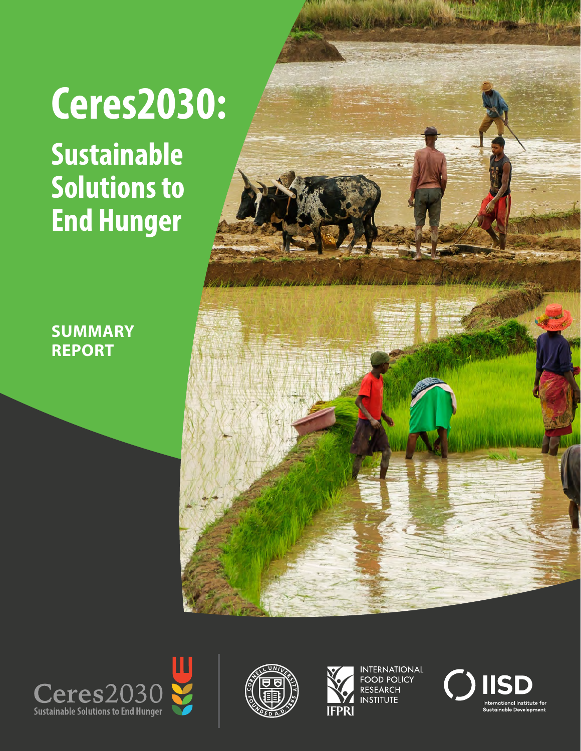# Ceres2030:

## Sustainable Solutions to End Hunger

**SUMMARY REPORT**

Ceres2030 Sustainable Solutions to End Hunger

Cornell University Founded A.D. 1865

INTERNATIONAL FOOD POLICY RESEARCH INSTITUTE

IFPRI

IISD International Institute for Sustainable Development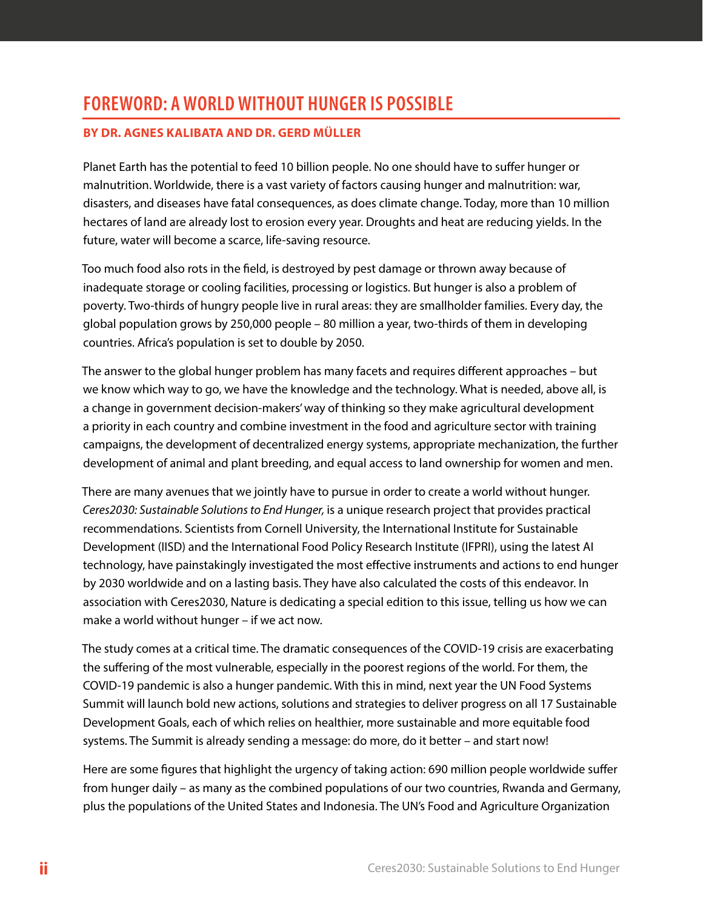# FOREWORD: A WORLD WITHOUT HUNGER IS POSSIBLE

**BY DR. AGNES KALIBATA AND DR. GERD MÜLLER**

Planet Earth has the potential to feed 10 billion people. No one should have to suffer hunger or malnutrition. Worldwide, there is a vast variety of factors causing hunger and malnutrition: war, disasters, and diseases have fatal consequences, as does climate change. Today, more than 10 million hectares of land are already lost to erosion every year. Droughts and heat are reducing yields. In the future, water will become a scarce, life-saving resource.

Too much food also rots in the field, is destroyed by pest damage or thrown away because of inadequate storage or cooling facilities, processing or logistics. But hunger is also a problem of poverty. Two-thirds of hungry people live in rural areas: they are smallholder families. Every day, the global population grows by 250,000 people – 80 million a year, two-thirds of them in developing countries. Africa's population is set to double by 2050.

The answer to the global hunger problem has many facets and requires different approaches – but we know which way to go, we have the knowledge and the technology. What is needed, above all, is a change in government decision-makers' way of thinking so they make agricultural development a priority in each country and combine investment in the food and agriculture sector with training campaigns, the development of decentralized energy systems, appropriate mechanization, the further development of animal and plant breeding, and equal access to land ownership for women and men.

There are many avenues that we jointly have to pursue in order to create a world without hunger. *Ceres2030: Sustainable Solutions to End Hunger,* is a unique research project that provides practical recommendations. Scientists from Cornell University, the International Institute for Sustainable Development (IISD) and the International Food Policy Research Institute (IFPRI), using the latest AI technology, have painstakingly investigated the most effective instruments and actions to end hunger by 2030 worldwide and on a lasting basis. They have also calculated the costs of this endeavor. In association with Ceres2030, Nature is dedicating a special edition to this issue, telling us how we can make a world without hunger – if we act now.

The study comes at a critical time. The dramatic consequences of the COVID-19 crisis are exacerbating the suffering of the most vulnerable, especially in the poorest regions of the world. For them, the COVID-19 pandemic is also a hunger pandemic. With this in mind, next year the UN Food Systems Summit will launch bold new actions, solutions and strategies to deliver progress on all 17 Sustainable Development Goals, each of which relies on healthier, more sustainable and more equitable food systems. The Summit is already sending a message: do more, do it better – and start now!

Here are some figures that highlight the urgency of taking action: 690 million people worldwide suffer from hunger daily – as many as the combined populations of our two countries, Rwanda and Germany, plus the populations of the United States and Indonesia. The UN's Food and Agriculture Organization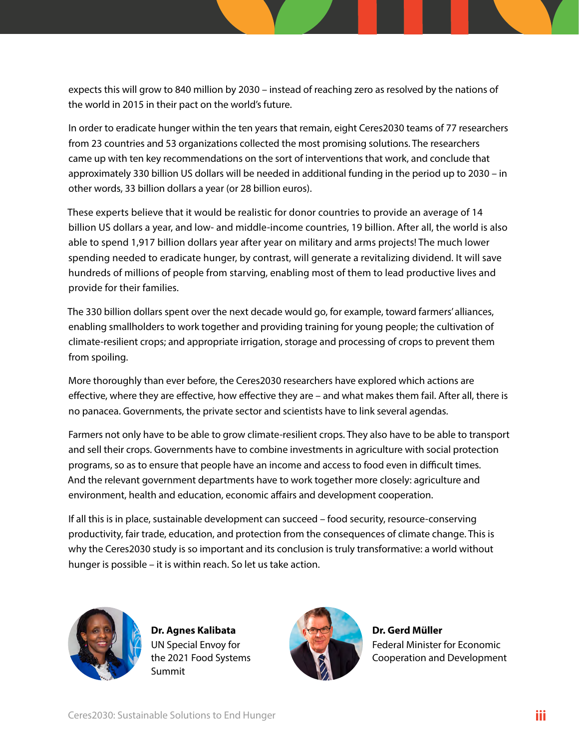expects this will grow to 840 million by 2030 – instead of reaching zero as resolved by the nations of the world in 2015 in their pact on the world's future.

In order to eradicate hunger within the ten years that remain, eight Ceres2030 teams of 77 researchers from 23 countries and 53 organizations collected the most promising solutions. The researchers came up with ten key recommendations on the sort of interventions that work, and conclude that approximately 330 billion US dollars will be needed in additional funding in the period up to 2030 – in other words, 33 billion dollars a year (or 28 billion euros).

These experts believe that it would be realistic for donor countries to provide an average of 14 billion US dollars a year, and low- and middle-income countries, 19 billion. After all, the world is also able to spend 1,917 billion dollars year after year on military and arms projects! The much lower spending needed to eradicate hunger, by contrast, will generate a revitalizing dividend. It will save hundreds of millions of people from starving, enabling most of them to lead productive lives and provide for their families.

The 330 billion dollars spent over the next decade would go, for example, toward farmers' alliances, enabling smallholders to work together and providing training for young people; the cultivation of climate-resilient crops; and appropriate irrigation, storage and processing of crops to prevent them from spoiling.

More thoroughly than ever before, the Ceres2030 researchers have explored which actions are effective, where they are effective, how effective they are – and what makes them fail. After all, there is no panacea. Governments, the private sector and scientists have to link several agendas.

Farmers not only have to be able to grow climate-resilient crops. They also have to be able to transport and sell their crops. Governments have to combine investments in agriculture with social protection programs, so as to ensure that people have an income and access to food even in difficult times. And the relevant government departments have to work together more closely: agriculture and environment, health and education, economic affairs and development cooperation.

If all this is in place, sustainable development can succeed – food security, resource-conserving productivity, fair trade, education, and protection from the consequences of climate change. This is why the Ceres2030 study is so important and its conclusion is truly transformative: a world without hunger is possible – it is within reach. So let us take action.

**Dr. Agnes Kalibata**
UN Special Envoy for the 2021 Food Systems Summit

**Dr. Gerd Müller**
Federal Minister for Economic Cooperation and Development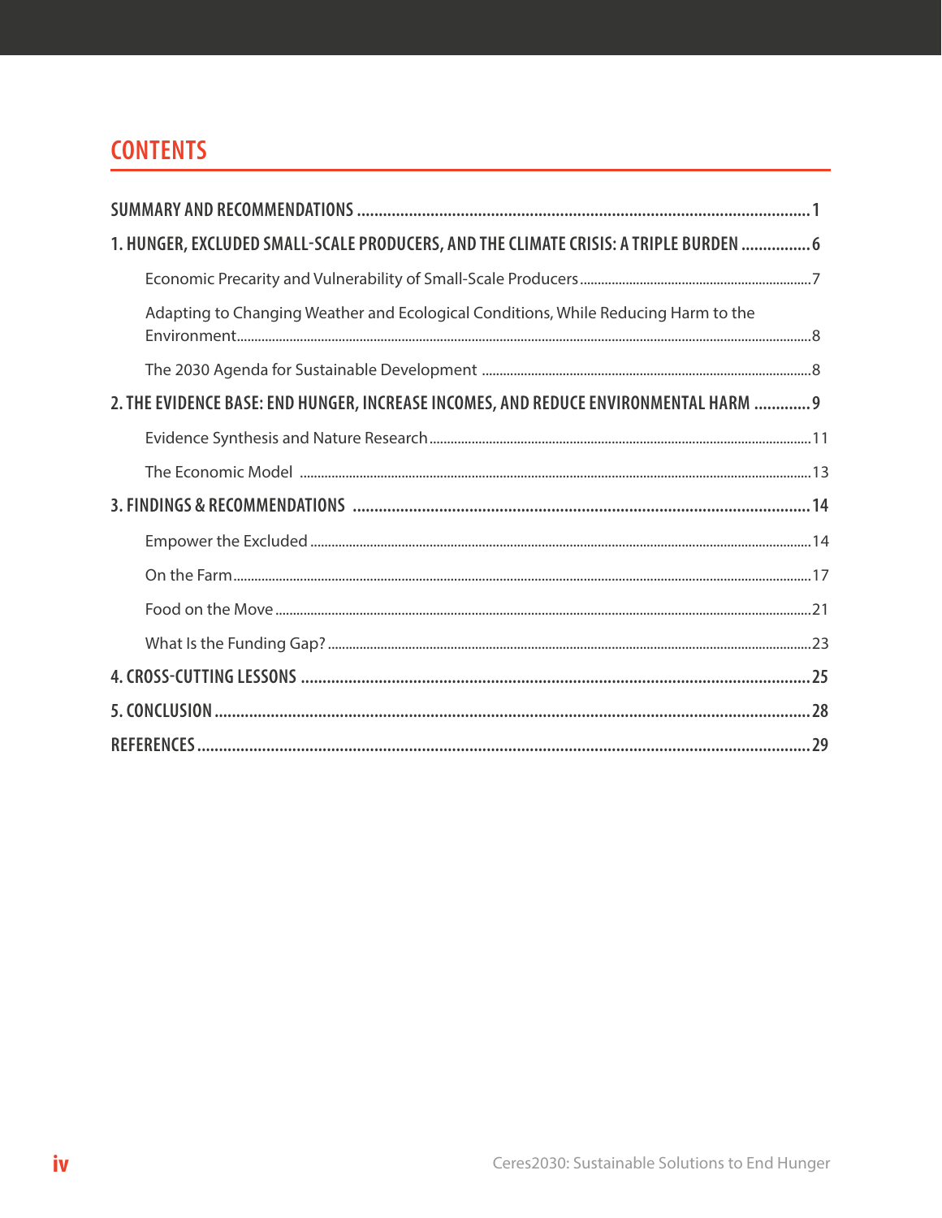# CONTENTS

**SUMMARY AND RECOMMENDATIONS** ........ 1

**1. HUNGER, EXCLUDED SMALL-SCALE PRODUCERS, AND THE CLIMATE CRISIS: A TRIPLE BURDEN** ........ 6

- Economic Precarity and Vulnerability of Small-Scale Producers ........ 7
- Adapting to Changing Weather and Ecological Conditions, While Reducing Harm to the Environment ........ 8
- The 2030 Agenda for Sustainable Development ........ 8

**2. THE EVIDENCE BASE: END HUNGER, INCREASE INCOMES, AND REDUCE ENVIRONMENTAL HARM** ........ 9

- Evidence Synthesis and Nature Research ........ 11
- The Economic Model ........ 13

**3. FINDINGS & RECOMMENDATIONS** ........ 14

- Empower the Excluded ........ 14
- On the Farm ........ 17
- Food on the Move ........ 21
- What Is the Funding Gap? ........ 23

**4. CROSS-CUTTING LESSONS** ........ 25

**5. CONCLUSION** ........ 28

**REFERENCES** ........ 29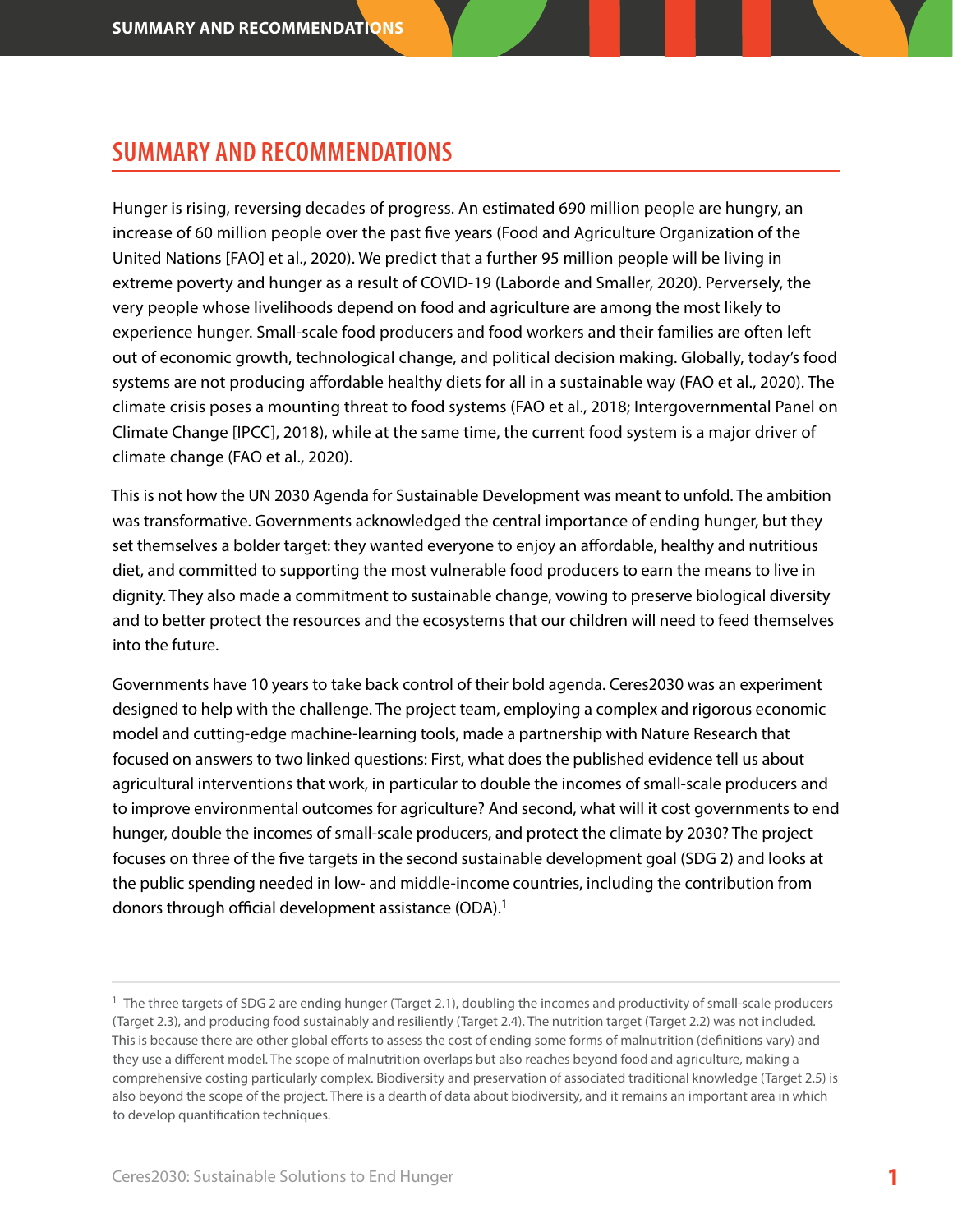# SUMMARY AND RECOMMENDATIONS

Hunger is rising, reversing decades of progress. An estimated 690 million people are hungry, an increase of 60 million people over the past five years (Food and Agriculture Organization of the United Nations [FAO] et al., 2020). We predict that a further 95 million people will be living in extreme poverty and hunger as a result of COVID-19 (Laborde and Smaller, 2020). Perversely, the very people whose livelihoods depend on food and agriculture are among the most likely to experience hunger. Small-scale food producers and food workers and their families are often left out of economic growth, technological change, and political decision making. Globally, today's food systems are not producing affordable healthy diets for all in a sustainable way (FAO et al., 2020). The climate crisis poses a mounting threat to food systems (FAO et al., 2018; Intergovernmental Panel on Climate Change [IPCC], 2018), while at the same time, the current food system is a major driver of climate change (FAO et al., 2020).

This is not how the UN 2030 Agenda for Sustainable Development was meant to unfold. The ambition was transformative. Governments acknowledged the central importance of ending hunger, but they set themselves a bolder target: they wanted everyone to enjoy an affordable, healthy and nutritious diet, and committed to supporting the most vulnerable food producers to earn the means to live in dignity. They also made a commitment to sustainable change, vowing to preserve biological diversity and to better protect the resources and the ecosystems that our children will need to feed themselves into the future.

Governments have 10 years to take back control of their bold agenda. Ceres2030 was an experiment designed to help with the challenge. The project team, employing a complex and rigorous economic model and cutting-edge machine-learning tools, made a partnership with Nature Research that focused on answers to two linked questions: First, what does the published evidence tell us about agricultural interventions that work, in particular to double the incomes of small-scale producers and to improve environmental outcomes for agriculture? And second, what will it cost governments to end hunger, double the incomes of small-scale producers, and protect the climate by 2030? The project focuses on three of the five targets in the second sustainable development goal (SDG 2) and looks at the public spending needed in low- and middle-income countries, including the contribution from donors through official development assistance (ODA).[1]

[1] The three targets of SDG 2 are ending hunger (Target 2.1), doubling the incomes and productivity of small-scale producers (Target 2.3), and producing food sustainably and resiliently (Target 2.4). The nutrition target (Target 2.2) was not included. This is because there are other global efforts to assess the cost of ending some forms of malnutrition (definitions vary) and they use a different model. The scope of malnutrition overlaps but also reaches beyond food and agriculture, making a comprehensive costing particularly complex. Biodiversity and preservation of associated traditional knowledge (Target 2.5) is also beyond the scope of the project. There is a dearth of data about biodiversity, and it remains an important area in which to develop quantification techniques.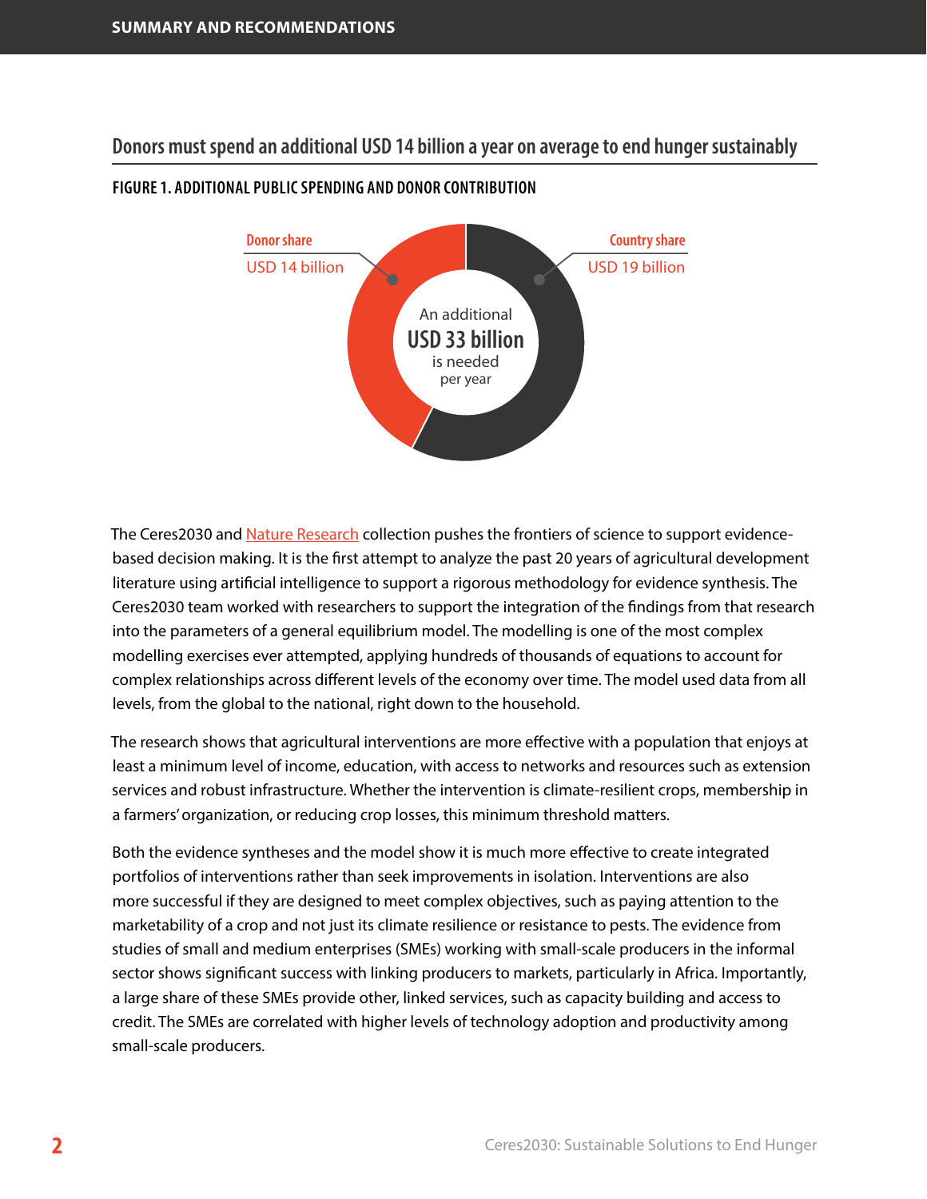## Donors must spend an additional USD 14 billion a year on average to end hunger sustainably

**FIGURE 1. ADDITIONAL PUBLIC SPENDING AND DONOR CONTRIBUTION**

Donor share
USD 14 billion

Country share
USD 19 billion

An additional
USD 33 billion
is needed
per year

The Ceres2030 and Nature Research collection pushes the frontiers of science to support evidence-based decision making. It is the first attempt to analyze the past 20 years of agricultural development literature using artificial intelligence to support a rigorous methodology for evidence synthesis. The Ceres2030 team worked with researchers to support the integration of the findings from that research into the parameters of a general equilibrium model. The modelling is one of the most complex modelling exercises ever attempted, applying hundreds of thousands of equations to account for complex relationships across different levels of the economy over time. The model used data from all levels, from the global to the national, right down to the household.

The research shows that agricultural interventions are more effective with a population that enjoys at least a minimum level of income, education, with access to networks and resources such as extension services and robust infrastructure. Whether the intervention is climate-resilient crops, membership in a farmers' organization, or reducing crop losses, this minimum threshold matters.

Both the evidence syntheses and the model show it is much more effective to create integrated portfolios of interventions rather than seek improvements in isolation. Interventions are also more successful if they are designed to meet complex objectives, such as paying attention to the marketability of a crop and not just its climate resilience or resistance to pests. The evidence from studies of small and medium enterprises (SMEs) working with small-scale producers in the informal sector shows significant success with linking producers to markets, particularly in Africa. Importantly, a large share of these SMEs provide other, linked services, such as capacity building and access to credit. The SMEs are correlated with higher levels of technology adoption and productivity among small-scale producers.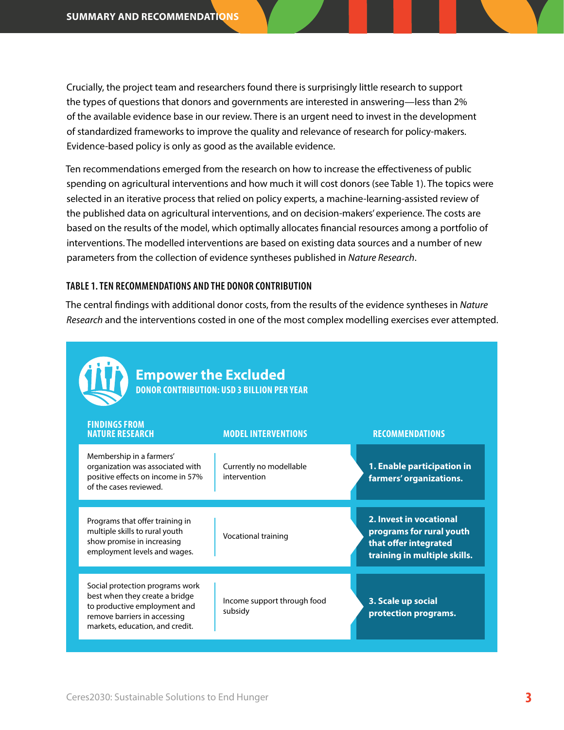Crucially, the project team and researchers found there is surprisingly little research to support the types of questions that donors and governments are interested in answering—less than 2% of the available evidence base in our review. There is an urgent need to invest in the development of standardized frameworks to improve the quality and relevance of research for policy-makers. Evidence-based policy is only as good as the available evidence.

Ten recommendations emerged from the research on how to increase the effectiveness of public spending on agricultural interventions and how much it will cost donors (see Table 1). The topics were selected in an iterative process that relied on policy experts, a machine-learning-assisted review of the published data on agricultural interventions, and on decision-makers' experience. The costs are based on the results of the model, which optimally allocates financial resources among a portfolio of interventions. The modelled interventions are based on existing data sources and a number of new parameters from the collection of evidence syntheses published in *Nature Research*.

### TABLE 1. TEN RECOMMENDATIONS AND THE DONOR CONTRIBUTION

The central findings with additional donor costs, from the results of the evidence syntheses in *Nature Research* and the interventions costed in one of the most complex modelling exercises ever attempted.

## Empower the Excluded

**DONOR CONTRIBUTION: USD 3 BILLION PER YEAR**

| FINDINGS FROM NATURE RESEARCH | MODEL INTERVENTIONS | RECOMMENDATIONS |
|---|---|---|
| Membership in a farmers' organization was associated with positive effects on income in 57% of the cases reviewed. | Currently no modellable intervention | **1. Enable participation in farmers' organizations.** |
| Programs that offer training in multiple skills to rural youth show promise in increasing employment levels and wages. | Vocational training | **2. Invest in vocational programs for rural youth that offer integrated training in multiple skills.** |
| Social protection programs work best when they create a bridge to productive employment and remove barriers in accessing markets, education, and credit. | Income support through food subsidy | **3. Scale up social protection programs.** |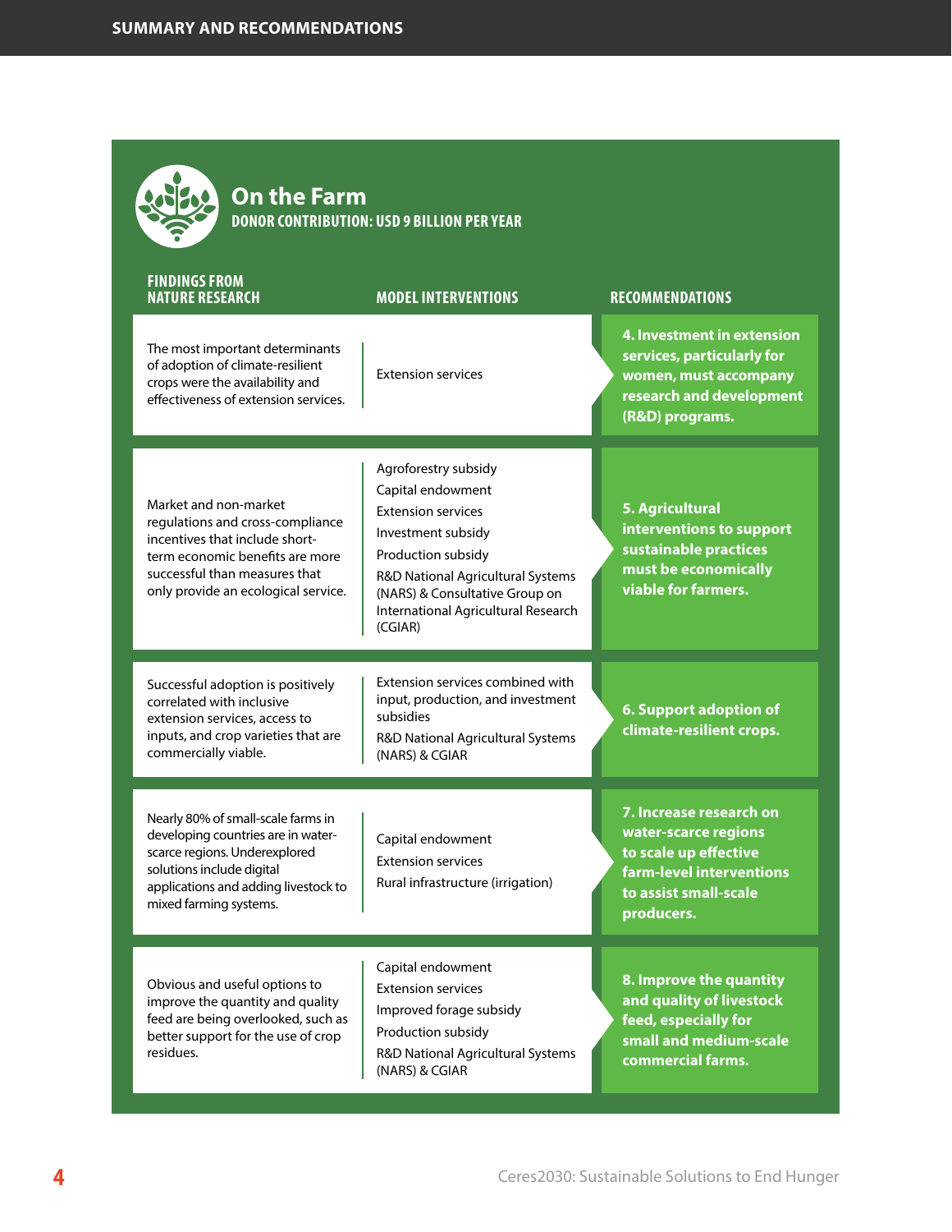## On the Farm

**DONOR CONTRIBUTION: USD 9 BILLION PER YEAR**

| FINDINGS FROM NATURE RESEARCH | MODEL INTERVENTIONS | RECOMMENDATIONS |
|---|---|---|
| The most important determinants of adoption of climate-resilient crops were the availability and effectiveness of extension services. | Extension services | **4. Investment in extension services, particularly for women, must accompany research and development (R&D) programs.** |
| Market and non-market regulations and cross-compliance incentives that include short-term economic benefits are more successful than measures that only provide an ecological service. | Agroforestry subsidy<br>Capital endowment<br>Extension services<br>Investment subsidy<br>Production subsidy<br>R&D National Agricultural Systems (NARS) & Consultative Group on International Agricultural Research (CGIAR) | **5. Agricultural interventions to support sustainable practices must be economically viable for farmers.** |
| Successful adoption is positively correlated with inclusive extension services, access to inputs, and crop varieties that are commercially viable. | Extension services combined with input, production, and investment subsidies<br>R&D National Agricultural Systems (NARS) & CGIAR | **6. Support adoption of climate-resilient crops.** |
| Nearly 80% of small-scale farms in developing countries are in water-scarce regions. Underexplored solutions include digital applications and adding livestock to mixed farming systems. | Capital endowment<br>Extension services<br>Rural infrastructure (irrigation) | **7. Increase research on water-scarce regions to scale up effective farm-level interventions to assist small-scale producers.** |
| Obvious and useful options to improve the quantity and quality feed are being overlooked, such as better support for the use of crop residues. | Capital endowment<br>Extension services<br>Improved forage subsidy<br>Production subsidy<br>R&D National Agricultural Systems (NARS) & CGIAR | **8. Improve the quantity and quality of livestock feed, especially for small and medium-scale commercial farms.** |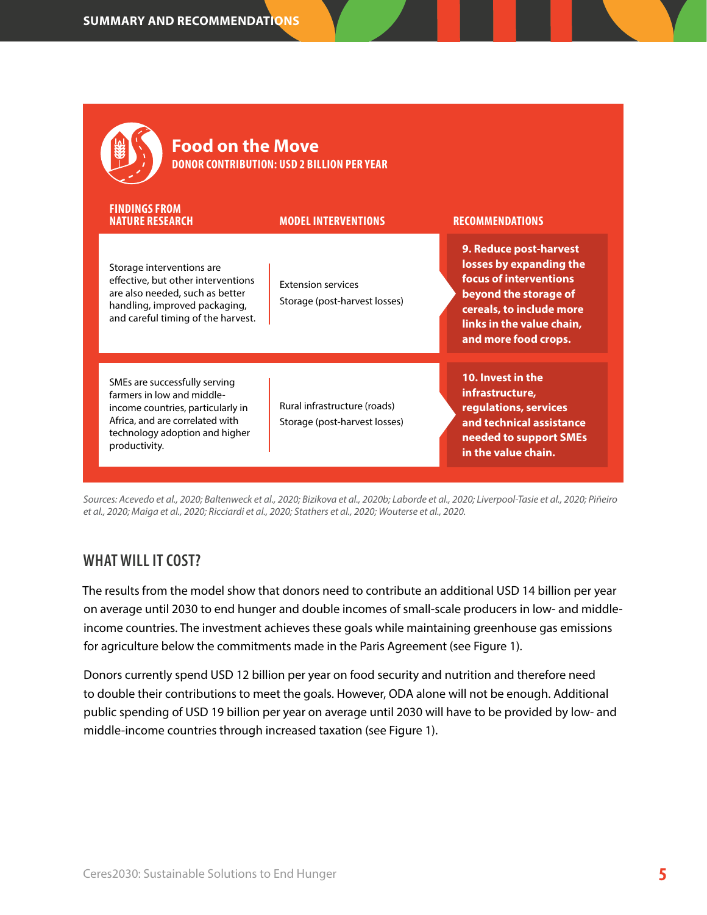## Food on the Move

**DONOR CONTRIBUTION: USD 2 BILLION PER YEAR**

| FINDINGS FROM NATURE RESEARCH | MODEL INTERVENTIONS | RECOMMENDATIONS |
|---|---|---|
| Storage interventions are effective, but other interventions are also needed, such as better handling, improved packaging, and careful timing of the harvest. | Extension services<br>Storage (post-harvest losses) | **9. Reduce post-harvest losses by expanding the focus of interventions beyond the storage of cereals, to include more links in the value chain, and more food crops.** |
| SMEs are successfully serving farmers in low and middle-income countries, particularly in Africa, and are correlated with technology adoption and higher productivity. | Rural infrastructure (roads)<br>Storage (post-harvest losses) | **10. Invest in the infrastructure, regulations, services and technical assistance needed to support SMEs in the value chain.** |

*Sources: Acevedo et al., 2020; Baltenweck et al., 2020; Bizikova et al., 2020b; Laborde et al., 2020; Liverpool-Tasie et al., 2020; Piñeiro et al., 2020; Maiga et al., 2020; Ricciardi et al., 2020; Stathers et al., 2020; Wouterse et al., 2020.*

## WHAT WILL IT COST?

The results from the model show that donors need to contribute an additional USD 14 billion per year on average until 2030 to end hunger and double incomes of small-scale producers in low- and middle-income countries. The investment achieves these goals while maintaining greenhouse gas emissions for agriculture below the commitments made in the Paris Agreement (see Figure 1).

Donors currently spend USD 12 billion per year on food security and nutrition and therefore need to double their contributions to meet the goals. However, ODA alone will not be enough. Additional public spending of USD 19 billion per year on average until 2030 will have to be provided by low- and middle-income countries through increased taxation (see Figure 1).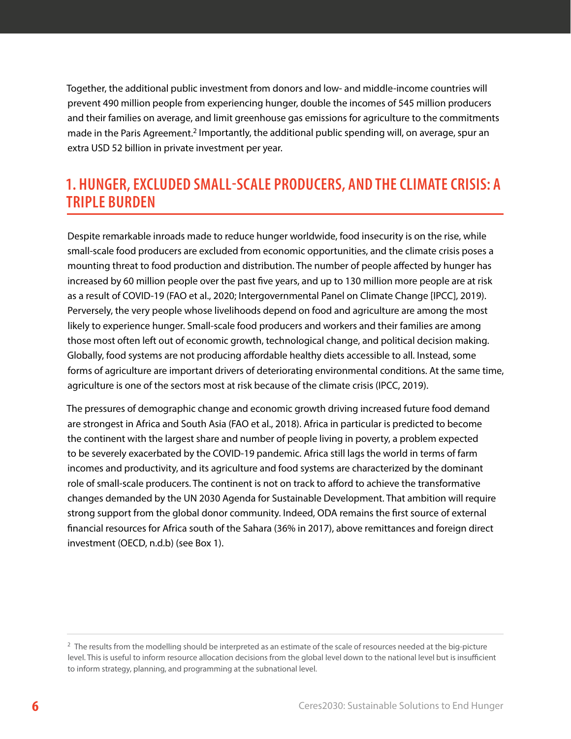Together, the additional public investment from donors and low- and middle-income countries will prevent 490 million people from experiencing hunger, double the incomes of 545 million producers and their families on average, and limit greenhouse gas emissions for agriculture to the commitments made in the Paris Agreement.[2] Importantly, the additional public spending will, on average, spur an extra USD 52 billion in private investment per year.

## 1. HUNGER, EXCLUDED SMALL-SCALE PRODUCERS, AND THE CLIMATE CRISIS: A TRIPLE BURDEN

Despite remarkable inroads made to reduce hunger worldwide, food insecurity is on the rise, while small-scale food producers are excluded from economic opportunities, and the climate crisis poses a mounting threat to food production and distribution. The number of people affected by hunger has increased by 60 million people over the past five years, and up to 130 million more people are at risk as a result of COVID-19 (FAO et al., 2020; Intergovernmental Panel on Climate Change [IPCC], 2019). Perversely, the very people whose livelihoods depend on food and agriculture are among the most likely to experience hunger. Small-scale food producers and workers and their families are among those most often left out of economic growth, technological change, and political decision making. Globally, food systems are not producing affordable healthy diets accessible to all. Instead, some forms of agriculture are important drivers of deteriorating environmental conditions. At the same time, agriculture is one of the sectors most at risk because of the climate crisis (IPCC, 2019).

The pressures of demographic change and economic growth driving increased future food demand are strongest in Africa and South Asia (FAO et al., 2018). Africa in particular is predicted to become the continent with the largest share and number of people living in poverty, a problem expected to be severely exacerbated by the COVID-19 pandemic. Africa still lags the world in terms of farm incomes and productivity, and its agriculture and food systems are characterized by the dominant role of small-scale producers. The continent is not on track to afford to achieve the transformative changes demanded by the UN 2030 Agenda for Sustainable Development. That ambition will require strong support from the global donor community. Indeed, ODA remains the first source of external financial resources for Africa south of the Sahara (36% in 2017), above remittances and foreign direct investment (OECD, n.d.b) (see Box 1).

---

[2] The results from the modelling should be interpreted as an estimate of the scale of resources needed at the big-picture level. This is useful to inform resource allocation decisions from the global level down to the national level but is insufficient to inform strategy, planning, and programming at the subnational level.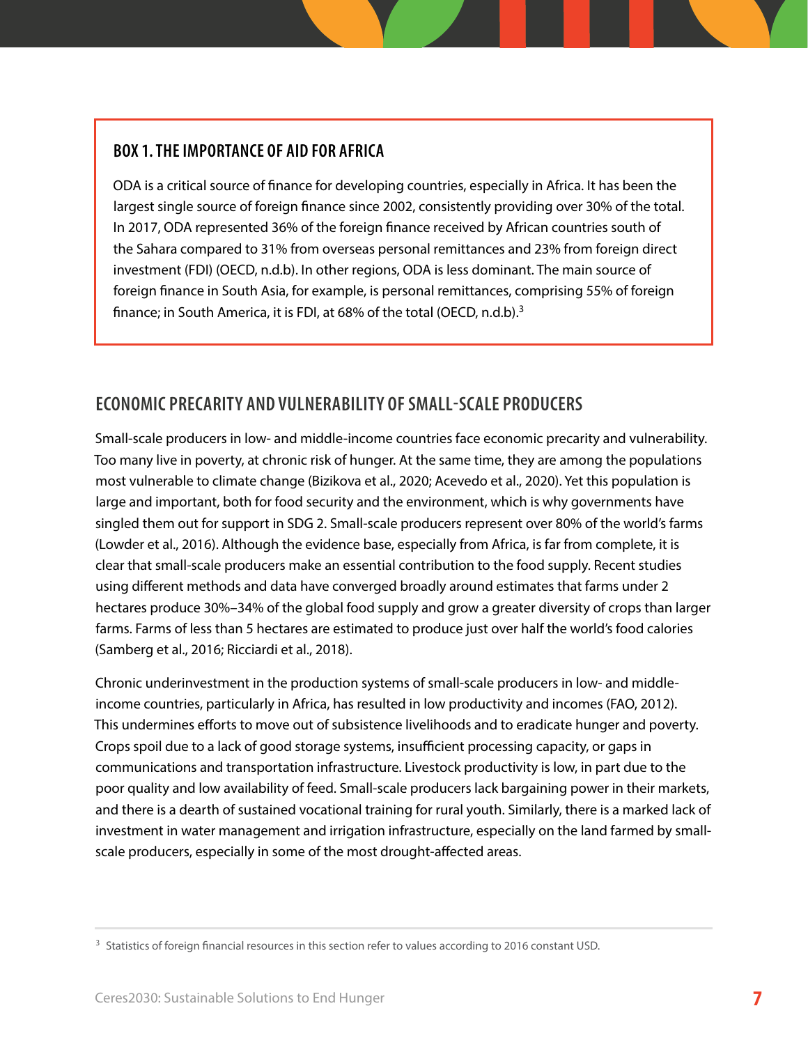## BOX 1. THE IMPORTANCE OF AID FOR AFRICA

ODA is a critical source of finance for developing countries, especially in Africa. It has been the largest single source of foreign finance since 2002, consistently providing over 30% of the total. In 2017, ODA represented 36% of the foreign finance received by African countries south of the Sahara compared to 31% from overseas personal remittances and 23% from foreign direct investment (FDI) (OECD, n.d.b). In other regions, ODA is less dominant. The main source of foreign finance in South Asia, for example, is personal remittances, comprising 55% of foreign finance; in South America, it is FDI, at 68% of the total (OECD, n.d.b).[3]

## ECONOMIC PRECARITY AND VULNERABILITY OF SMALL-SCALE PRODUCERS

Small-scale producers in low- and middle-income countries face economic precarity and vulnerability. Too many live in poverty, at chronic risk of hunger. At the same time, they are among the populations most vulnerable to climate change (Bizikova et al., 2020; Acevedo et al., 2020). Yet this population is large and important, both for food security and the environment, which is why governments have singled them out for support in SDG 2. Small-scale producers represent over 80% of the world's farms (Lowder et al., 2016). Although the evidence base, especially from Africa, is far from complete, it is clear that small-scale producers make an essential contribution to the food supply. Recent studies using different methods and data have converged broadly around estimates that farms under 2 hectares produce 30%–34% of the global food supply and grow a greater diversity of crops than larger farms. Farms of less than 5 hectares are estimated to produce just over half the world's food calories (Samberg et al., 2016; Ricciardi et al., 2018).

Chronic underinvestment in the production systems of small-scale producers in low- and middle-income countries, particularly in Africa, has resulted in low productivity and incomes (FAO, 2012). This undermines efforts to move out of subsistence livelihoods and to eradicate hunger and poverty. Crops spoil due to a lack of good storage systems, insufficient processing capacity, or gaps in communications and transportation infrastructure. Livestock productivity is low, in part due to the poor quality and low availability of feed. Small-scale producers lack bargaining power in their markets, and there is a dearth of sustained vocational training for rural youth. Similarly, there is a marked lack of investment in water management and irrigation infrastructure, especially on the land farmed by small-scale producers, especially in some of the most drought-affected areas.

---

[3] Statistics of foreign financial resources in this section refer to values according to 2016 constant USD.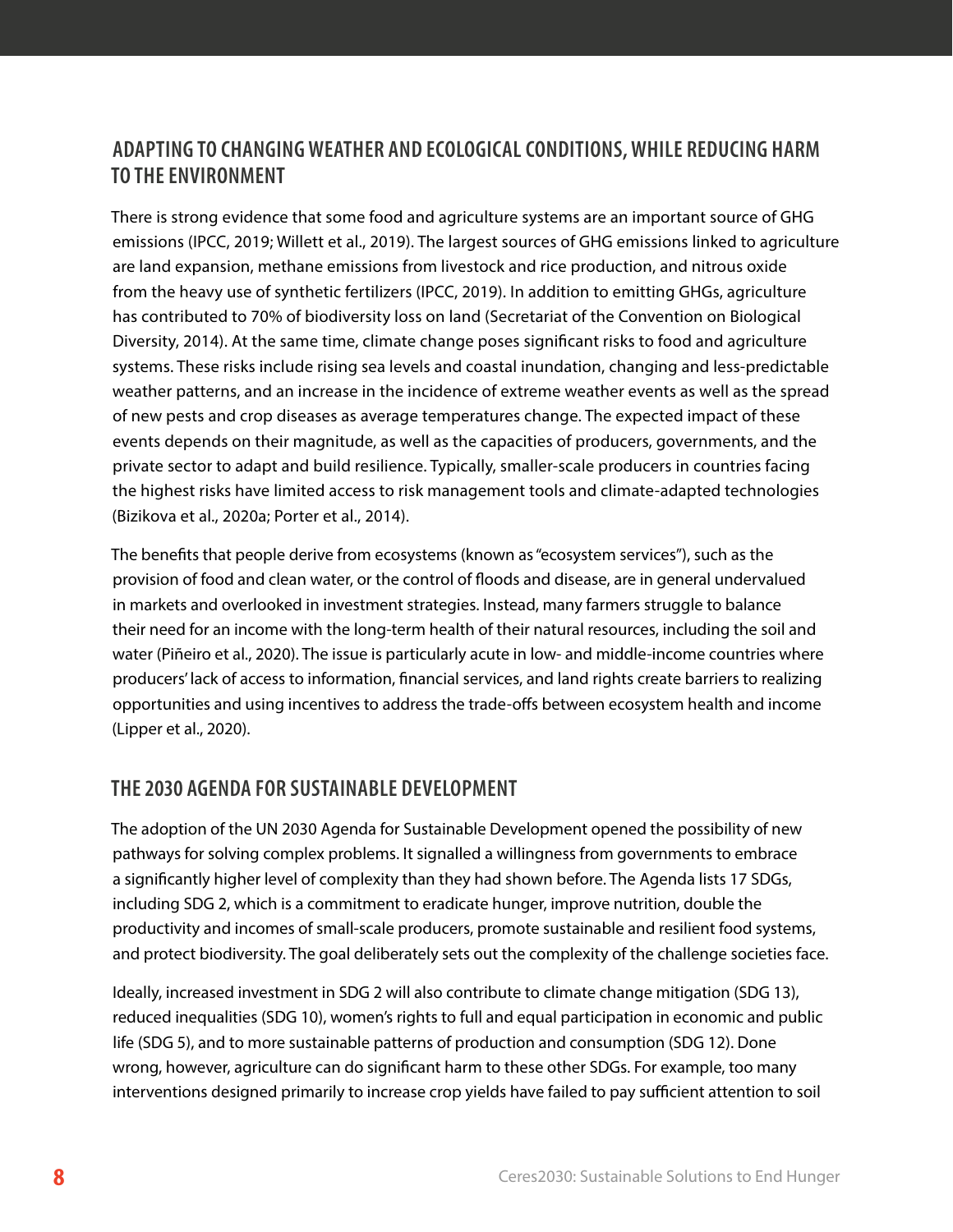## ADAPTING TO CHANGING WEATHER AND ECOLOGICAL CONDITIONS, WHILE REDUCING HARM TO THE ENVIRONMENT

There is strong evidence that some food and agriculture systems are an important source of GHG emissions (IPCC, 2019; Willett et al., 2019). The largest sources of GHG emissions linked to agriculture are land expansion, methane emissions from livestock and rice production, and nitrous oxide from the heavy use of synthetic fertilizers (IPCC, 2019). In addition to emitting GHGs, agriculture has contributed to 70% of biodiversity loss on land (Secretariat of the Convention on Biological Diversity, 2014). At the same time, climate change poses significant risks to food and agriculture systems. These risks include rising sea levels and coastal inundation, changing and less-predictable weather patterns, and an increase in the incidence of extreme weather events as well as the spread of new pests and crop diseases as average temperatures change. The expected impact of these events depends on their magnitude, as well as the capacities of producers, governments, and the private sector to adapt and build resilience. Typically, smaller-scale producers in countries facing the highest risks have limited access to risk management tools and climate-adapted technologies (Bizikova et al., 2020a; Porter et al., 2014).

The benefits that people derive from ecosystems (known as "ecosystem services"), such as the provision of food and clean water, or the control of floods and disease, are in general undervalued in markets and overlooked in investment strategies. Instead, many farmers struggle to balance their need for an income with the long-term health of their natural resources, including the soil and water (Piñeiro et al., 2020). The issue is particularly acute in low- and middle-income countries where producers' lack of access to information, financial services, and land rights create barriers to realizing opportunities and using incentives to address the trade-offs between ecosystem health and income (Lipper et al., 2020).

## THE 2030 AGENDA FOR SUSTAINABLE DEVELOPMENT

The adoption of the UN 2030 Agenda for Sustainable Development opened the possibility of new pathways for solving complex problems. It signalled a willingness from governments to embrace a significantly higher level of complexity than they had shown before. The Agenda lists 17 SDGs, including SDG 2, which is a commitment to eradicate hunger, improve nutrition, double the productivity and incomes of small-scale producers, promote sustainable and resilient food systems, and protect biodiversity. The goal deliberately sets out the complexity of the challenge societies face.

Ideally, increased investment in SDG 2 will also contribute to climate change mitigation (SDG 13), reduced inequalities (SDG 10), women's rights to full and equal participation in economic and public life (SDG 5), and to more sustainable patterns of production and consumption (SDG 12). Done wrong, however, agriculture can do significant harm to these other SDGs. For example, too many interventions designed primarily to increase crop yields have failed to pay sufficient attention to soil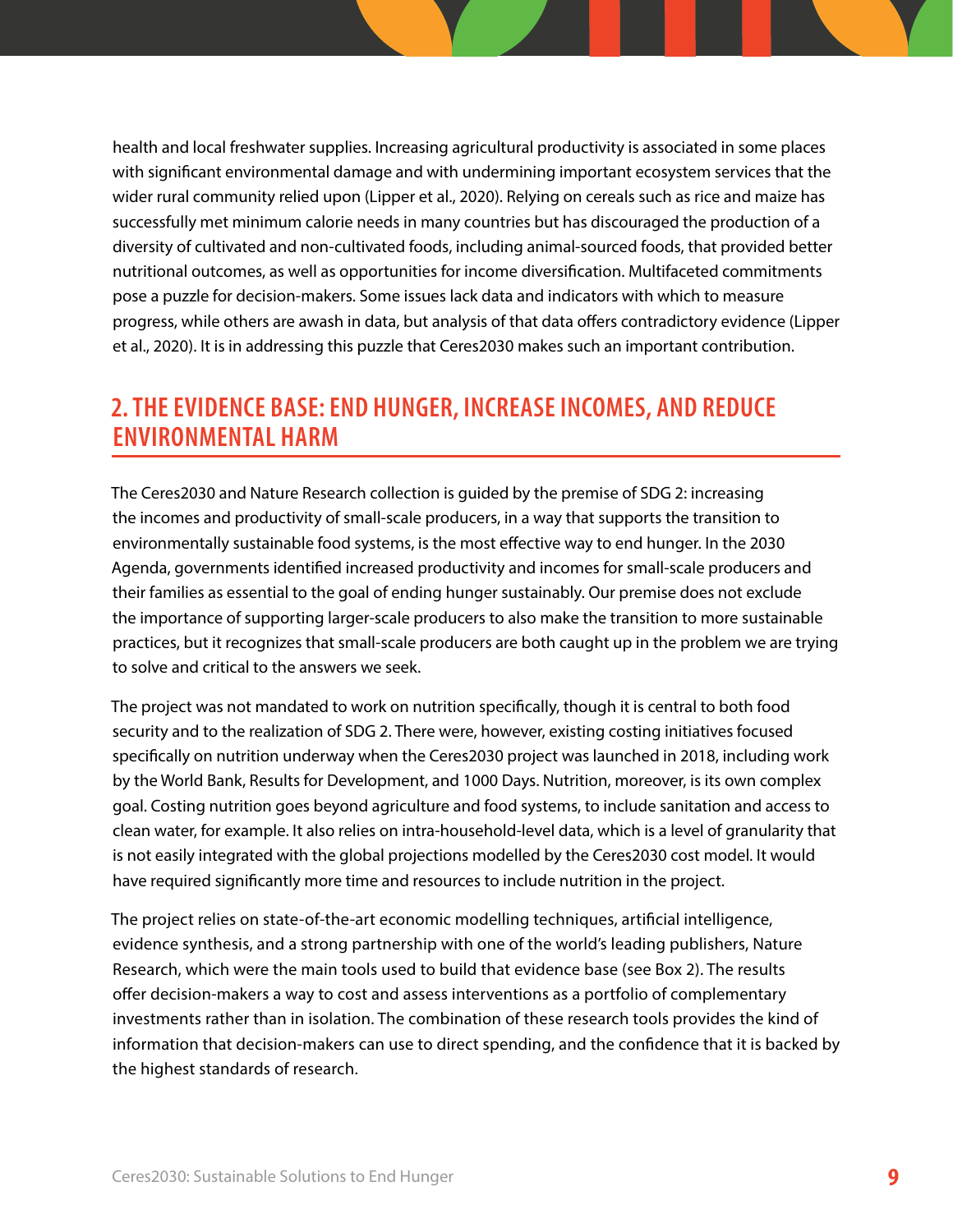health and local freshwater supplies. Increasing agricultural productivity is associated in some places with significant environmental damage and with undermining important ecosystem services that the wider rural community relied upon (Lipper et al., 2020). Relying on cereals such as rice and maize has successfully met minimum calorie needs in many countries but has discouraged the production of a diversity of cultivated and non-cultivated foods, including animal-sourced foods, that provided better nutritional outcomes, as well as opportunities for income diversification. Multifaceted commitments pose a puzzle for decision-makers. Some issues lack data and indicators with which to measure progress, while others are awash in data, but analysis of that data offers contradictory evidence (Lipper et al., 2020). It is in addressing this puzzle that Ceres2030 makes such an important contribution.

## 2. THE EVIDENCE BASE: END HUNGER, INCREASE INCOMES, AND REDUCE ENVIRONMENTAL HARM

The Ceres2030 and Nature Research collection is guided by the premise of SDG 2: increasing the incomes and productivity of small-scale producers, in a way that supports the transition to environmentally sustainable food systems, is the most effective way to end hunger. In the 2030 Agenda, governments identified increased productivity and incomes for small-scale producers and their families as essential to the goal of ending hunger sustainably. Our premise does not exclude the importance of supporting larger-scale producers to also make the transition to more sustainable practices, but it recognizes that small-scale producers are both caught up in the problem we are trying to solve and critical to the answers we seek.

The project was not mandated to work on nutrition specifically, though it is central to both food security and to the realization of SDG 2. There were, however, existing costing initiatives focused specifically on nutrition underway when the Ceres2030 project was launched in 2018, including work by the World Bank, Results for Development, and 1000 Days. Nutrition, moreover, is its own complex goal. Costing nutrition goes beyond agriculture and food systems, to include sanitation and access to clean water, for example. It also relies on intra-household-level data, which is a level of granularity that is not easily integrated with the global projections modelled by the Ceres2030 cost model. It would have required significantly more time and resources to include nutrition in the project.

The project relies on state-of-the-art economic modelling techniques, artificial intelligence, evidence synthesis, and a strong partnership with one of the world's leading publishers, Nature Research, which were the main tools used to build that evidence base (see Box 2). The results offer decision-makers a way to cost and assess interventions as a portfolio of complementary investments rather than in isolation. The combination of these research tools provides the kind of information that decision-makers can use to direct spending, and the confidence that it is backed by the highest standards of research.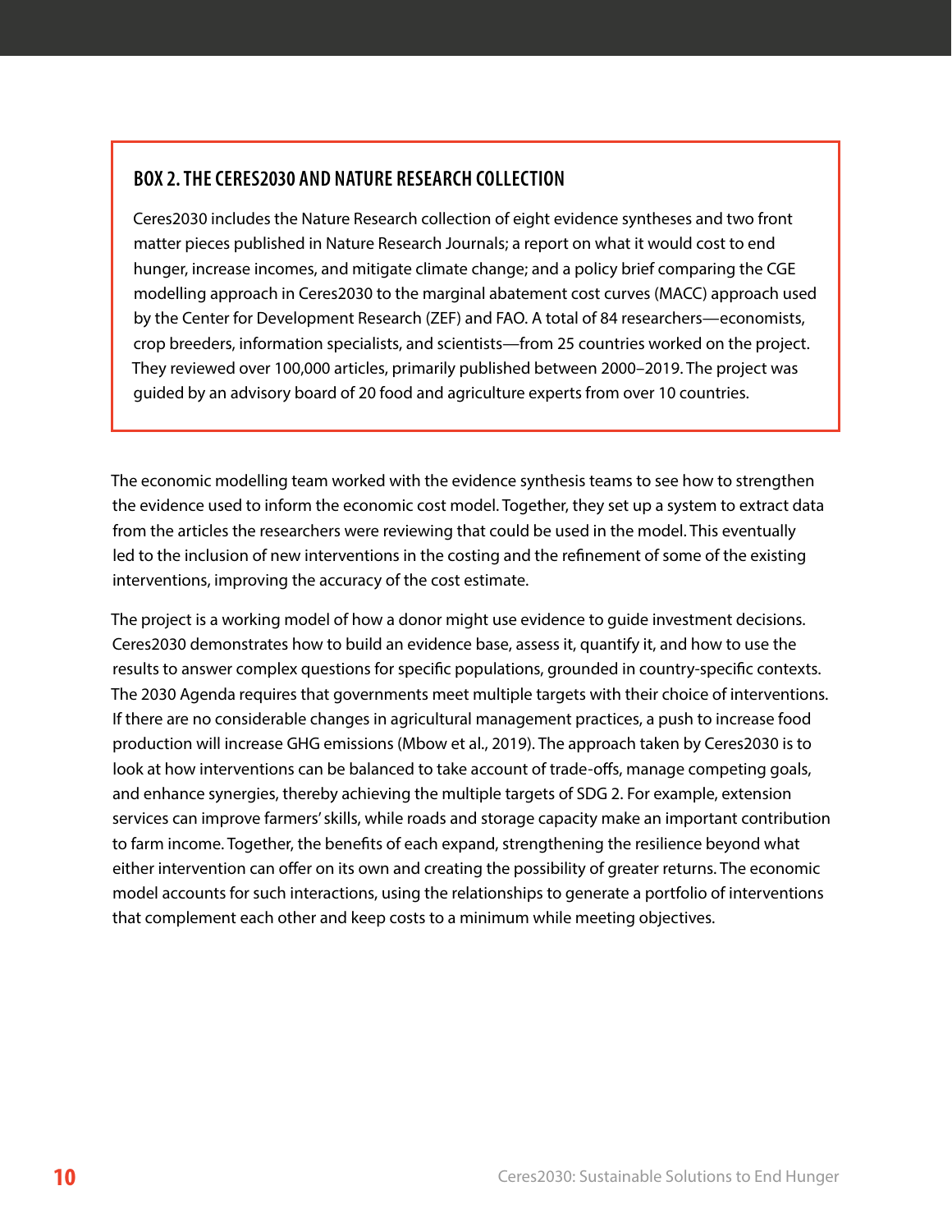### BOX 2. THE CERES2030 AND NATURE RESEARCH COLLECTION

Ceres2030 includes the Nature Research collection of eight evidence syntheses and two front matter pieces published in Nature Research Journals; a report on what it would cost to end hunger, increase incomes, and mitigate climate change; and a policy brief comparing the CGE modelling approach in Ceres2030 to the marginal abatement cost curves (MACC) approach used by the Center for Development Research (ZEF) and FAO. A total of 84 researchers—economists, crop breeders, information specialists, and scientists—from 25 countries worked on the project. They reviewed over 100,000 articles, primarily published between 2000–2019. The project was guided by an advisory board of 20 food and agriculture experts from over 10 countries.

The economic modelling team worked with the evidence synthesis teams to see how to strengthen the evidence used to inform the economic cost model. Together, they set up a system to extract data from the articles the researchers were reviewing that could be used in the model. This eventually led to the inclusion of new interventions in the costing and the refinement of some of the existing interventions, improving the accuracy of the cost estimate.

The project is a working model of how a donor might use evidence to guide investment decisions. Ceres2030 demonstrates how to build an evidence base, assess it, quantify it, and how to use the results to answer complex questions for specific populations, grounded in country-specific contexts. The 2030 Agenda requires that governments meet multiple targets with their choice of interventions. If there are no considerable changes in agricultural management practices, a push to increase food production will increase GHG emissions (Mbow et al., 2019). The approach taken by Ceres2030 is to look at how interventions can be balanced to take account of trade-offs, manage competing goals, and enhance synergies, thereby achieving the multiple targets of SDG 2. For example, extension services can improve farmers' skills, while roads and storage capacity make an important contribution to farm income. Together, the benefits of each expand, strengthening the resilience beyond what either intervention can offer on its own and creating the possibility of greater returns. The economic model accounts for such interactions, using the relationships to generate a portfolio of interventions that complement each other and keep costs to a minimum while meeting objectives.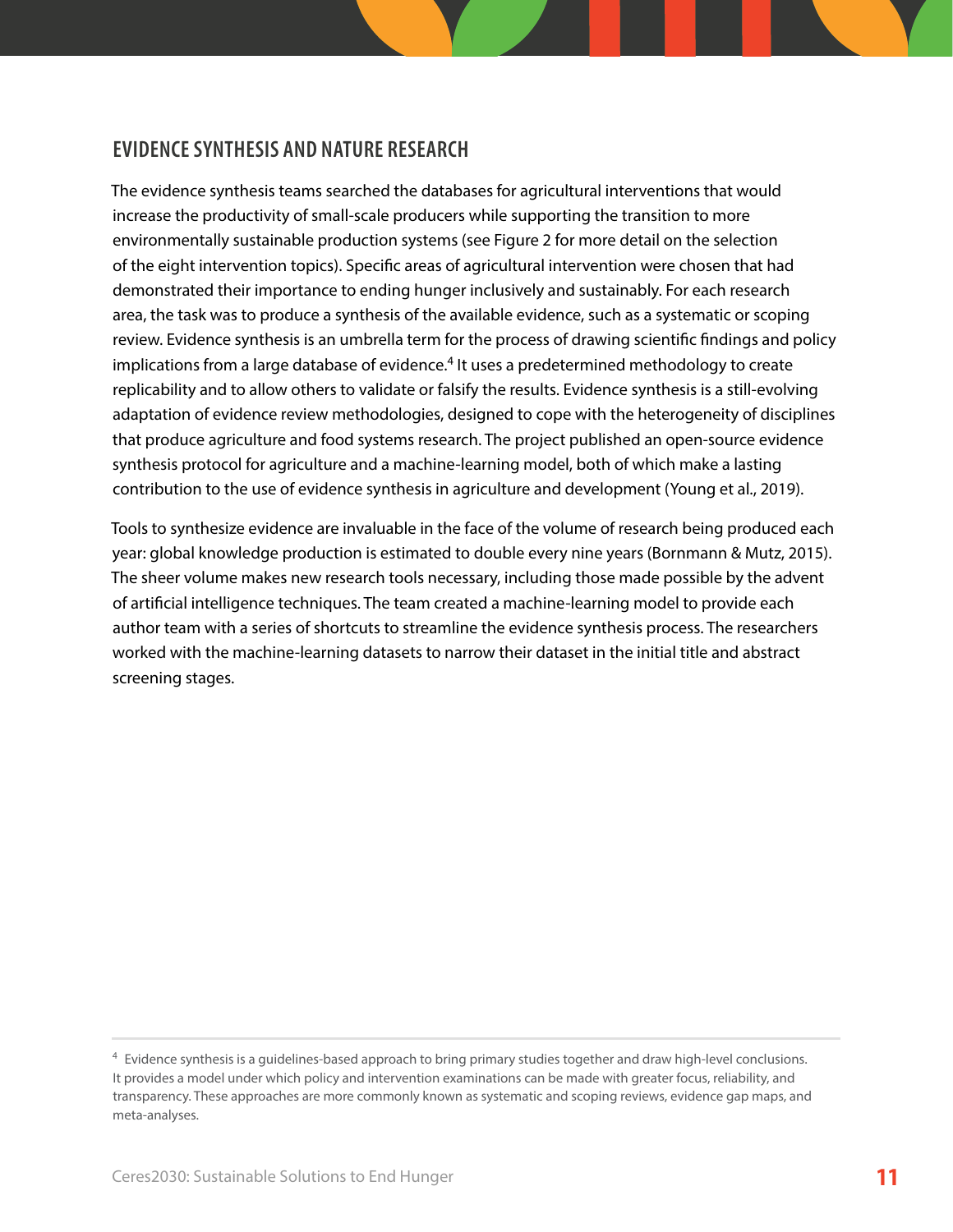## EVIDENCE SYNTHESIS AND NATURE RESEARCH

The evidence synthesis teams searched the databases for agricultural interventions that would increase the productivity of small-scale producers while supporting the transition to more environmentally sustainable production systems (see Figure 2 for more detail on the selection of the eight intervention topics). Specific areas of agricultural intervention were chosen that had demonstrated their importance to ending hunger inclusively and sustainably. For each research area, the task was to produce a synthesis of the available evidence, such as a systematic or scoping review. Evidence synthesis is an umbrella term for the process of drawing scientific findings and policy implications from a large database of evidence.[4] It uses a predetermined methodology to create replicability and to allow others to validate or falsify the results. Evidence synthesis is a still-evolving adaptation of evidence review methodologies, designed to cope with the heterogeneity of disciplines that produce agriculture and food systems research. The project published an open-source evidence synthesis protocol for agriculture and a machine-learning model, both of which make a lasting contribution to the use of evidence synthesis in agriculture and development (Young et al., 2019).

Tools to synthesize evidence are invaluable in the face of the volume of research being produced each year: global knowledge production is estimated to double every nine years (Bornmann & Mutz, 2015). The sheer volume makes new research tools necessary, including those made possible by the advent of artificial intelligence techniques. The team created a machine-learning model to provide each author team with a series of shortcuts to streamline the evidence synthesis process. The researchers worked with the machine-learning datasets to narrow their dataset in the initial title and abstract screening stages.

[4] Evidence synthesis is a guidelines-based approach to bring primary studies together and draw high-level conclusions. It provides a model under which policy and intervention examinations can be made with greater focus, reliability, and transparency. These approaches are more commonly known as systematic and scoping reviews, evidence gap maps, and meta-analyses.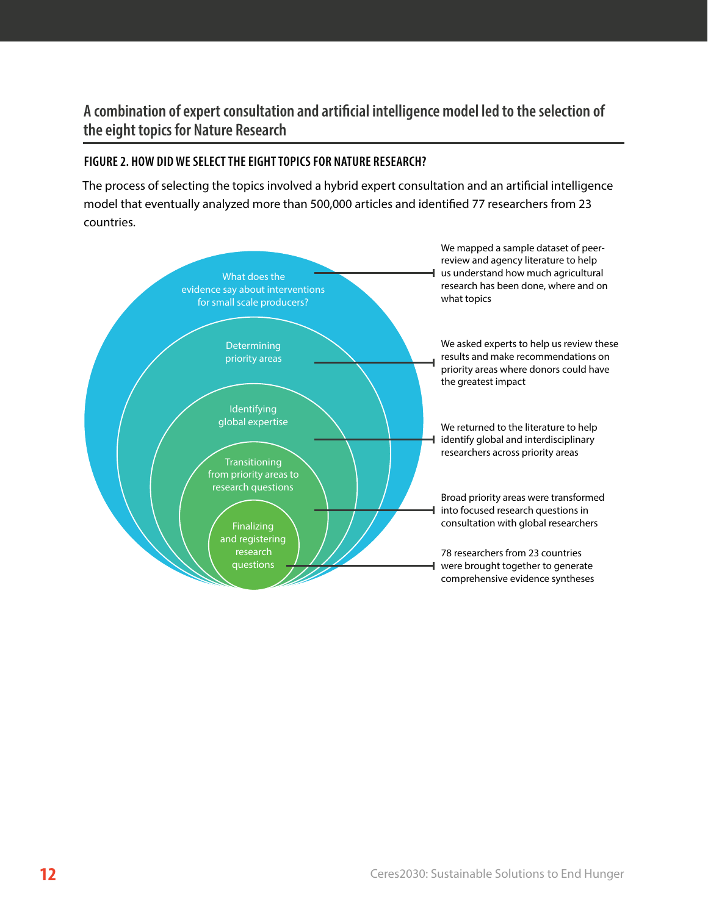## A combination of expert consultation and artificial intelligence model led to the selection of the eight topics for Nature Research

### FIGURE 2. HOW DID WE SELECT THE EIGHT TOPICS FOR NATURE RESEARCH?

The process of selecting the topics involved a hybrid expert consultation and an artificial intelligence model that eventually analyzed more than 500,000 articles and identified 77 researchers from 23 countries.

What does the evidence say about interventions for small scale producers?

We mapped a sample dataset of peer-review and agency literature to help us understand how much agricultural research has been done, where and on what topics

Determining priority areas

We asked experts to help us review these results and make recommendations on priority areas where donors could have the greatest impact

Identifying global expertise

We returned to the literature to help identify global and interdisciplinary researchers across priority areas

Transitioning from priority areas to research questions

Broad priority areas were transformed into focused research questions in consultation with global researchers

Finalizing and registering research questions

78 researchers from 23 countries were brought together to generate comprehensive evidence syntheses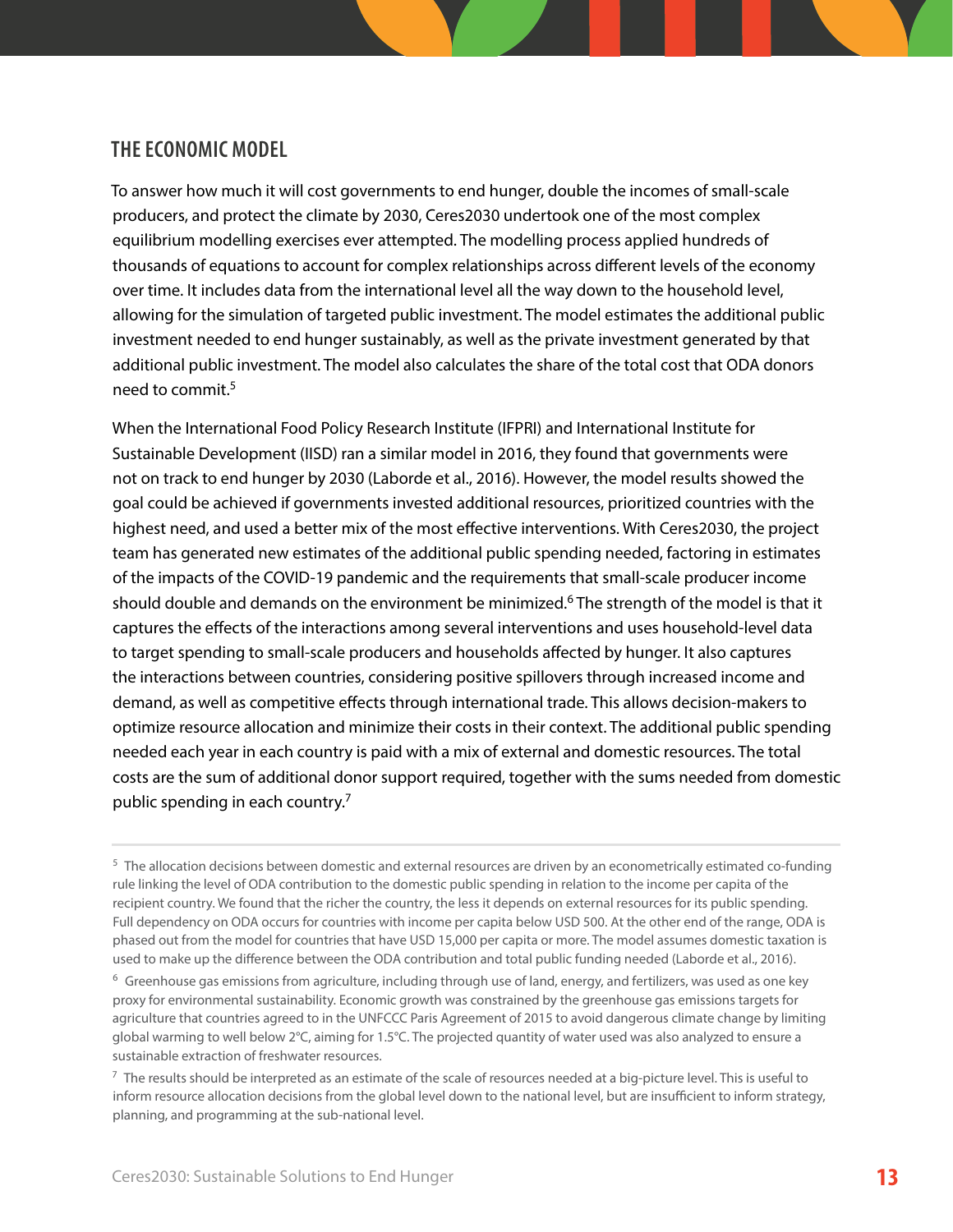## THE ECONOMIC MODEL

To answer how much it will cost governments to end hunger, double the incomes of small-scale producers, and protect the climate by 2030, Ceres2030 undertook one of the most complex equilibrium modelling exercises ever attempted. The modelling process applied hundreds of thousands of equations to account for complex relationships across different levels of the economy over time. It includes data from the international level all the way down to the household level, allowing for the simulation of targeted public investment. The model estimates the additional public investment needed to end hunger sustainably, as well as the private investment generated by that additional public investment. The model also calculates the share of the total cost that ODA donors need to commit.[5]

When the International Food Policy Research Institute (IFPRI) and International Institute for Sustainable Development (IISD) ran a similar model in 2016, they found that governments were not on track to end hunger by 2030 (Laborde et al., 2016). However, the model results showed the goal could be achieved if governments invested additional resources, prioritized countries with the highest need, and used a better mix of the most effective interventions. With Ceres2030, the project team has generated new estimates of the additional public spending needed, factoring in estimates of the impacts of the COVID-19 pandemic and the requirements that small-scale producer income should double and demands on the environment be minimized.[6] The strength of the model is that it captures the effects of the interactions among several interventions and uses household-level data to target spending to small-scale producers and households affected by hunger. It also captures the interactions between countries, considering positive spillovers through increased income and demand, as well as competitive effects through international trade. This allows decision-makers to optimize resource allocation and minimize their costs in their context. The additional public spending needed each year in each country is paid with a mix of external and domestic resources. The total costs are the sum of additional donor support required, together with the sums needed from domestic public spending in each country.[7]

---

[5] The allocation decisions between domestic and external resources are driven by an econometrically estimated co-funding rule linking the level of ODA contribution to the domestic public spending in relation to the income per capita of the recipient country. We found that the richer the country, the less it depends on external resources for its public spending. Full dependency on ODA occurs for countries with income per capita below USD 500. At the other end of the range, ODA is phased out from the model for countries that have USD 15,000 per capita or more. The model assumes domestic taxation is used to make up the difference between the ODA contribution and total public funding needed (Laborde et al., 2016).

[6] Greenhouse gas emissions from agriculture, including through use of land, energy, and fertilizers, was used as one key proxy for environmental sustainability. Economic growth was constrained by the greenhouse gas emissions targets for agriculture that countries agreed to in the UNFCCC Paris Agreement of 2015 to avoid dangerous climate change by limiting global warming to well below 2°C, aiming for 1.5°C. The projected quantity of water used was also analyzed to ensure a sustainable extraction of freshwater resources.

[7] The results should be interpreted as an estimate of the scale of resources needed at a big-picture level. This is useful to inform resource allocation decisions from the global level down to the national level, but are insufficient to inform strategy, planning, and programming at the sub-national level.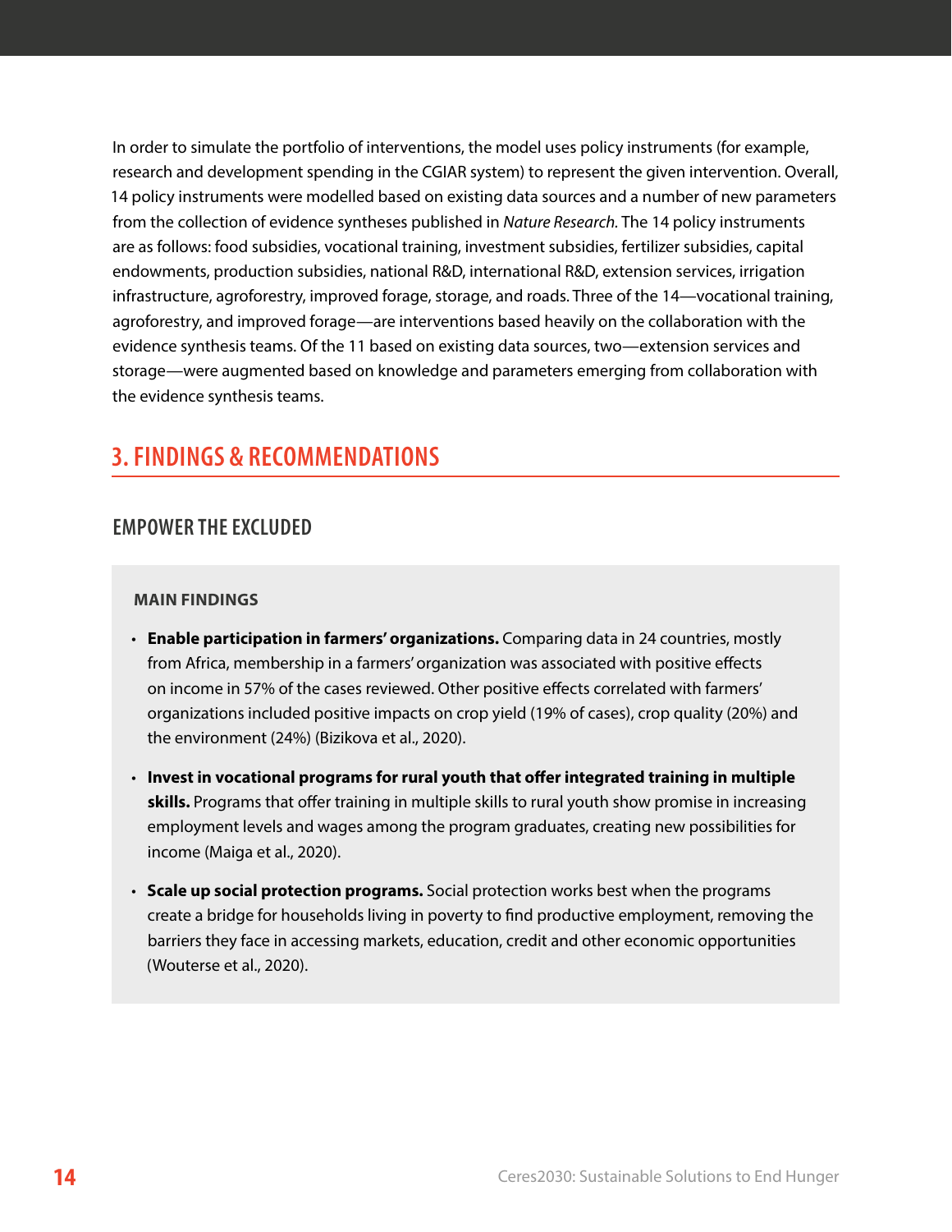In order to simulate the portfolio of interventions, the model uses policy instruments (for example, research and development spending in the CGIAR system) to represent the given intervention. Overall, 14 policy instruments were modelled based on existing data sources and a number of new parameters from the collection of evidence syntheses published in *Nature Research*. The 14 policy instruments are as follows: food subsidies, vocational training, investment subsidies, fertilizer subsidies, capital endowments, production subsidies, national R&D, international R&D, extension services, irrigation infrastructure, agroforestry, improved forage, storage, and roads. Three of the 14—vocational training, agroforestry, and improved forage—are interventions based heavily on the collaboration with the evidence synthesis teams. Of the 11 based on existing data sources, two—extension services and storage—were augmented based on knowledge and parameters emerging from collaboration with the evidence synthesis teams.

## 3. FINDINGS & RECOMMENDATIONS

### EMPOWER THE EXCLUDED

#### MAIN FINDINGS

- **Enable participation in farmers' organizations.** Comparing data in 24 countries, mostly from Africa, membership in a farmers' organization was associated with positive effects on income in 57% of the cases reviewed. Other positive effects correlated with farmers' organizations included positive impacts on crop yield (19% of cases), crop quality (20%) and the environment (24%) (Bizikova et al., 2020).
- **Invest in vocational programs for rural youth that offer integrated training in multiple skills.** Programs that offer training in multiple skills to rural youth show promise in increasing employment levels and wages among the program graduates, creating new possibilities for income (Maiga et al., 2020).
- **Scale up social protection programs.** Social protection works best when the programs create a bridge for households living in poverty to find productive employment, removing the barriers they face in accessing markets, education, credit and other economic opportunities (Wouterse et al., 2020).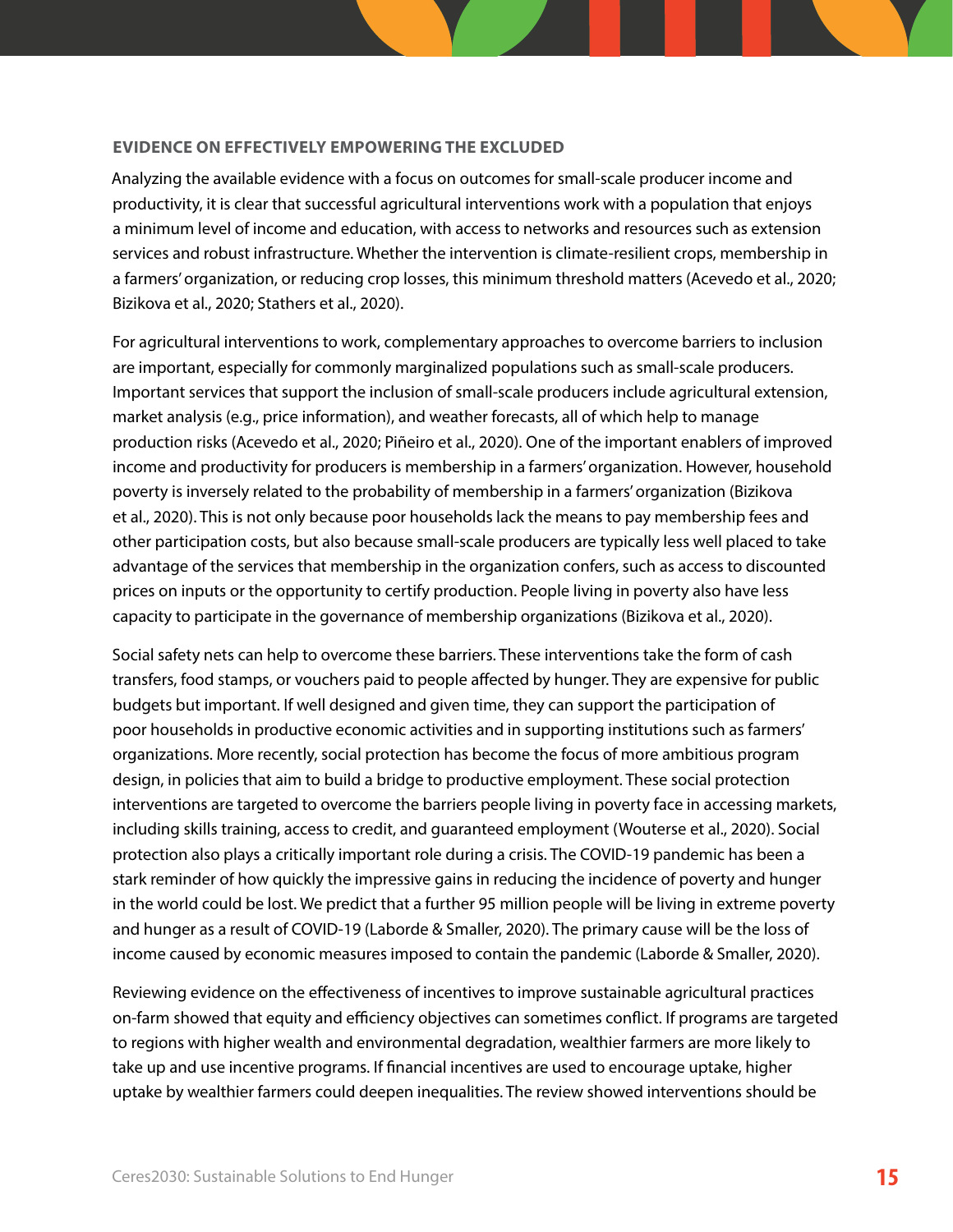### EVIDENCE ON EFFECTIVELY EMPOWERING THE EXCLUDED

Analyzing the available evidence with a focus on outcomes for small-scale producer income and productivity, it is clear that successful agricultural interventions work with a population that enjoys a minimum level of income and education, with access to networks and resources such as extension services and robust infrastructure. Whether the intervention is climate-resilient crops, membership in a farmers' organization, or reducing crop losses, this minimum threshold matters (Acevedo et al., 2020; Bizikova et al., 2020; Stathers et al., 2020).

For agricultural interventions to work, complementary approaches to overcome barriers to inclusion are important, especially for commonly marginalized populations such as small-scale producers. Important services that support the inclusion of small-scale producers include agricultural extension, market analysis (e.g., price information), and weather forecasts, all of which help to manage production risks (Acevedo et al., 2020; Piñeiro et al., 2020). One of the important enablers of improved income and productivity for producers is membership in a farmers' organization. However, household poverty is inversely related to the probability of membership in a farmers' organization (Bizikova et al., 2020). This is not only because poor households lack the means to pay membership fees and other participation costs, but also because small-scale producers are typically less well placed to take advantage of the services that membership in the organization confers, such as access to discounted prices on inputs or the opportunity to certify production. People living in poverty also have less capacity to participate in the governance of membership organizations (Bizikova et al., 2020).

Social safety nets can help to overcome these barriers. These interventions take the form of cash transfers, food stamps, or vouchers paid to people affected by hunger. They are expensive for public budgets but important. If well designed and given time, they can support the participation of poor households in productive economic activities and in supporting institutions such as farmers' organizations. More recently, social protection has become the focus of more ambitious program design, in policies that aim to build a bridge to productive employment. These social protection interventions are targeted to overcome the barriers people living in poverty face in accessing markets, including skills training, access to credit, and guaranteed employment (Wouterse et al., 2020). Social protection also plays a critically important role during a crisis. The COVID-19 pandemic has been a stark reminder of how quickly the impressive gains in reducing the incidence of poverty and hunger in the world could be lost. We predict that a further 95 million people will be living in extreme poverty and hunger as a result of COVID-19 (Laborde & Smaller, 2020). The primary cause will be the loss of income caused by economic measures imposed to contain the pandemic (Laborde & Smaller, 2020).

Reviewing evidence on the effectiveness of incentives to improve sustainable agricultural practices on-farm showed that equity and efficiency objectives can sometimes conflict. If programs are targeted to regions with higher wealth and environmental degradation, wealthier farmers are more likely to take up and use incentive programs. If financial incentives are used to encourage uptake, higher uptake by wealthier farmers could deepen inequalities. The review showed interventions should be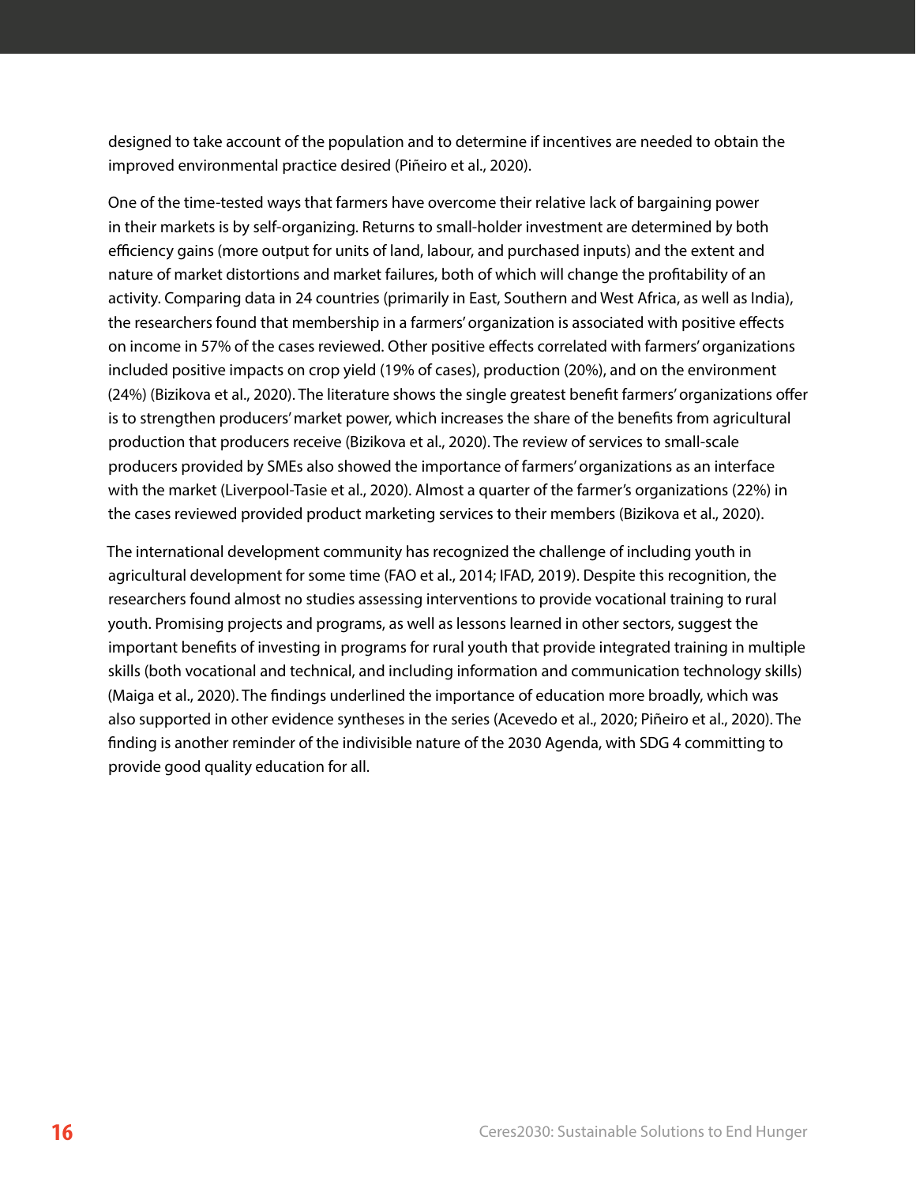designed to take account of the population and to determine if incentives are needed to obtain the improved environmental practice desired (Piñeiro et al., 2020).

One of the time-tested ways that farmers have overcome their relative lack of bargaining power in their markets is by self-organizing. Returns to small-holder investment are determined by both efficiency gains (more output for units of land, labour, and purchased inputs) and the extent and nature of market distortions and market failures, both of which will change the profitability of an activity. Comparing data in 24 countries (primarily in East, Southern and West Africa, as well as India), the researchers found that membership in a farmers' organization is associated with positive effects on income in 57% of the cases reviewed. Other positive effects correlated with farmers' organizations included positive impacts on crop yield (19% of cases), production (20%), and on the environment (24%) (Bizikova et al., 2020). The literature shows the single greatest benefit farmers' organizations offer is to strengthen producers' market power, which increases the share of the benefits from agricultural production that producers receive (Bizikova et al., 2020). The review of services to small-scale producers provided by SMEs also showed the importance of farmers' organizations as an interface with the market (Liverpool-Tasie et al., 2020). Almost a quarter of the farmer's organizations (22%) in the cases reviewed provided product marketing services to their members (Bizikova et al., 2020).

The international development community has recognized the challenge of including youth in agricultural development for some time (FAO et al., 2014; IFAD, 2019). Despite this recognition, the researchers found almost no studies assessing interventions to provide vocational training to rural youth. Promising projects and programs, as well as lessons learned in other sectors, suggest the important benefits of investing in programs for rural youth that provide integrated training in multiple skills (both vocational and technical, and including information and communication technology skills) (Maiga et al., 2020). The findings underlined the importance of education more broadly, which was also supported in other evidence syntheses in the series (Acevedo et al., 2020; Piñeiro et al., 2020). The finding is another reminder of the indivisible nature of the 2030 Agenda, with SDG 4 committing to provide good quality education for all.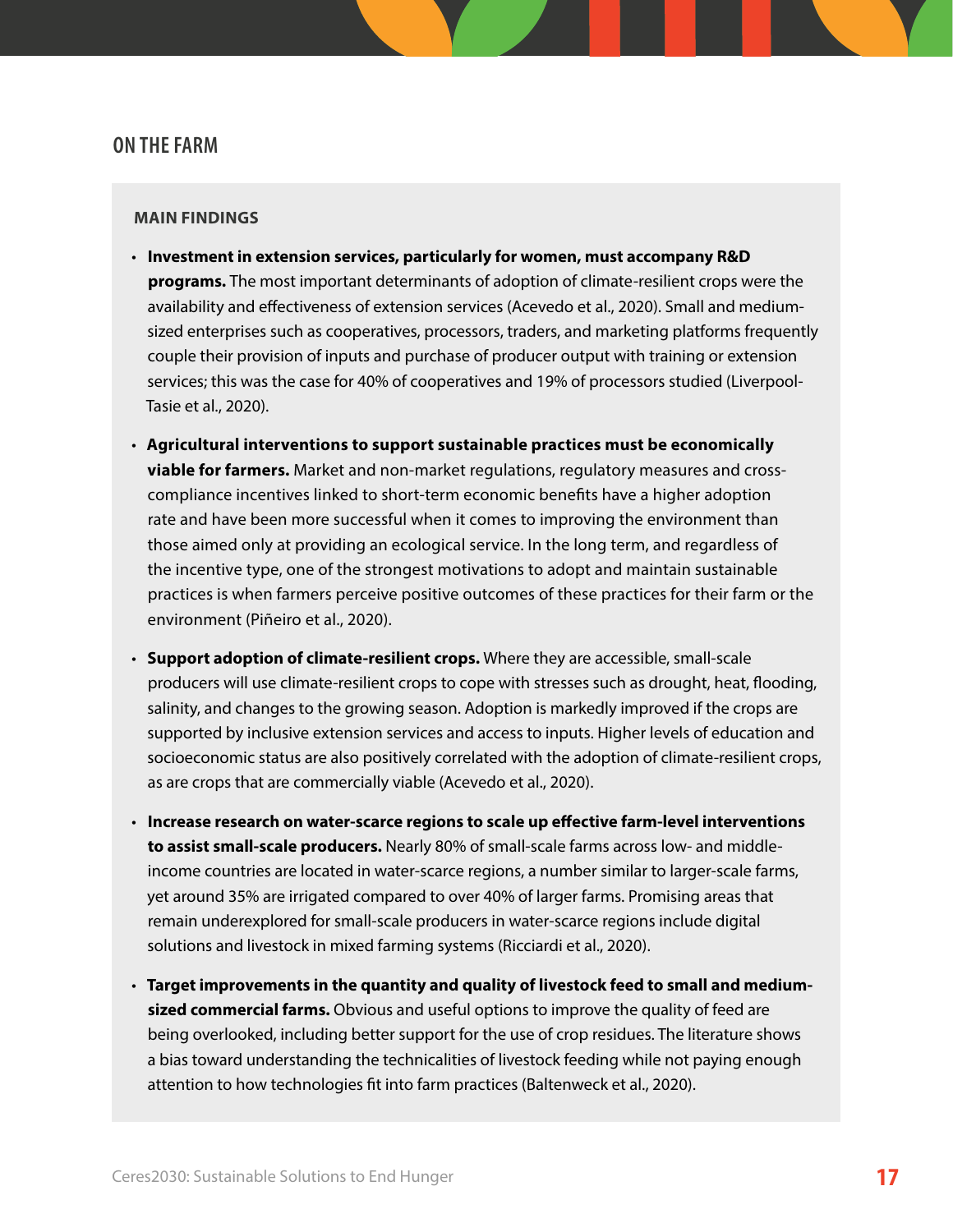## ON THE FARM

### MAIN FINDINGS

- **Investment in extension services, particularly for women, must accompany R&D programs.** The most important determinants of adoption of climate-resilient crops were the availability and effectiveness of extension services (Acevedo et al., 2020). Small and medium-sized enterprises such as cooperatives, processors, traders, and marketing platforms frequently couple their provision of inputs and purchase of producer output with training or extension services; this was the case for 40% of cooperatives and 19% of processors studied (Liverpool-Tasie et al., 2020).

- **Agricultural interventions to support sustainable practices must be economically viable for farmers.** Market and non-market regulations, regulatory measures and cross-compliance incentives linked to short-term economic benefits have a higher adoption rate and have been more successful when it comes to improving the environment than those aimed only at providing an ecological service. In the long term, and regardless of the incentive type, one of the strongest motivations to adopt and maintain sustainable practices is when farmers perceive positive outcomes of these practices for their farm or the environment (Piñeiro et al., 2020).

- **Support adoption of climate-resilient crops.** Where they are accessible, small-scale producers will use climate-resilient crops to cope with stresses such as drought, heat, flooding, salinity, and changes to the growing season. Adoption is markedly improved if the crops are supported by inclusive extension services and access to inputs. Higher levels of education and socioeconomic status are also positively correlated with the adoption of climate-resilient crops, as are crops that are commercially viable (Acevedo et al., 2020).

- **Increase research on water-scarce regions to scale up effective farm-level interventions to assist small-scale producers.** Nearly 80% of small-scale farms across low- and middle-income countries are located in water-scarce regions, a number similar to larger-scale farms, yet around 35% are irrigated compared to over 40% of larger farms. Promising areas that remain underexplored for small-scale producers in water-scarce regions include digital solutions and livestock in mixed farming systems (Ricciardi et al., 2020).

- **Target improvements in the quantity and quality of livestock feed to small and medium-sized commercial farms.** Obvious and useful options to improve the quality of feed are being overlooked, including better support for the use of crop residues. The literature shows a bias toward understanding the technicalities of livestock feeding while not paying enough attention to how technologies fit into farm practices (Baltenweck et al., 2020).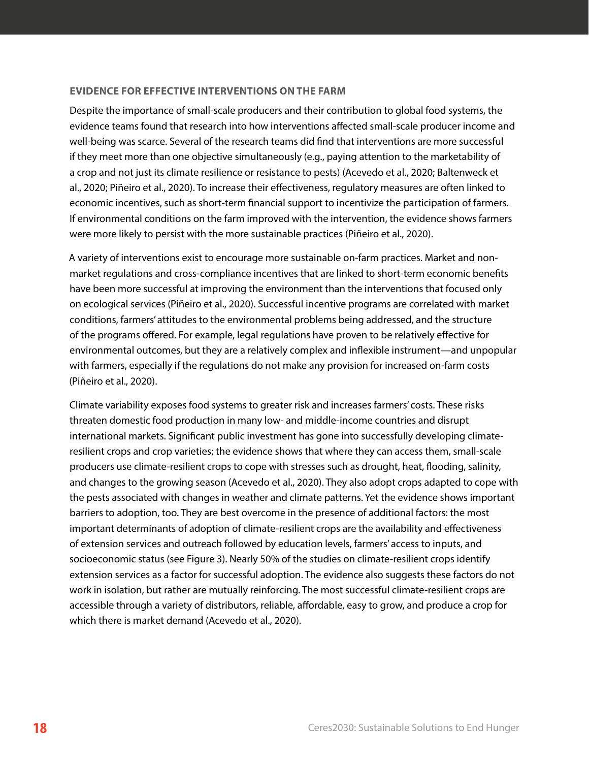### EVIDENCE FOR EFFECTIVE INTERVENTIONS ON THE FARM

Despite the importance of small-scale producers and their contribution to global food systems, the evidence teams found that research into how interventions affected small-scale producer income and well-being was scarce. Several of the research teams did find that interventions are more successful if they meet more than one objective simultaneously (e.g., paying attention to the marketability of a crop and not just its climate resilience or resistance to pests) (Acevedo et al., 2020; Baltenweck et al., 2020; Piñeiro et al., 2020). To increase their effectiveness, regulatory measures are often linked to economic incentives, such as short-term financial support to incentivize the participation of farmers. If environmental conditions on the farm improved with the intervention, the evidence shows farmers were more likely to persist with the more sustainable practices (Piñeiro et al., 2020).

A variety of interventions exist to encourage more sustainable on-farm practices. Market and non-market regulations and cross-compliance incentives that are linked to short-term economic benefits have been more successful at improving the environment than the interventions that focused only on ecological services (Piñeiro et al., 2020). Successful incentive programs are correlated with market conditions, farmers' attitudes to the environmental problems being addressed, and the structure of the programs offered. For example, legal regulations have proven to be relatively effective for environmental outcomes, but they are a relatively complex and inflexible instrument—and unpopular with farmers, especially if the regulations do not make any provision for increased on-farm costs (Piñeiro et al., 2020).

Climate variability exposes food systems to greater risk and increases farmers' costs. These risks threaten domestic food production in many low- and middle-income countries and disrupt international markets. Significant public investment has gone into successfully developing climate-resilient crops and crop varieties; the evidence shows that where they can access them, small-scale producers use climate-resilient crops to cope with stresses such as drought, heat, flooding, salinity, and changes to the growing season (Acevedo et al., 2020). They also adopt crops adapted to cope with the pests associated with changes in weather and climate patterns. Yet the evidence shows important barriers to adoption, too. They are best overcome in the presence of additional factors: the most important determinants of adoption of climate-resilient crops are the availability and effectiveness of extension services and outreach followed by education levels, farmers' access to inputs, and socioeconomic status (see Figure 3). Nearly 50% of the studies on climate-resilient crops identify extension services as a factor for successful adoption. The evidence also suggests these factors do not work in isolation, but rather are mutually reinforcing. The most successful climate-resilient crops are accessible through a variety of distributors, reliable, affordable, easy to grow, and produce a crop for which there is market demand (Acevedo et al., 2020).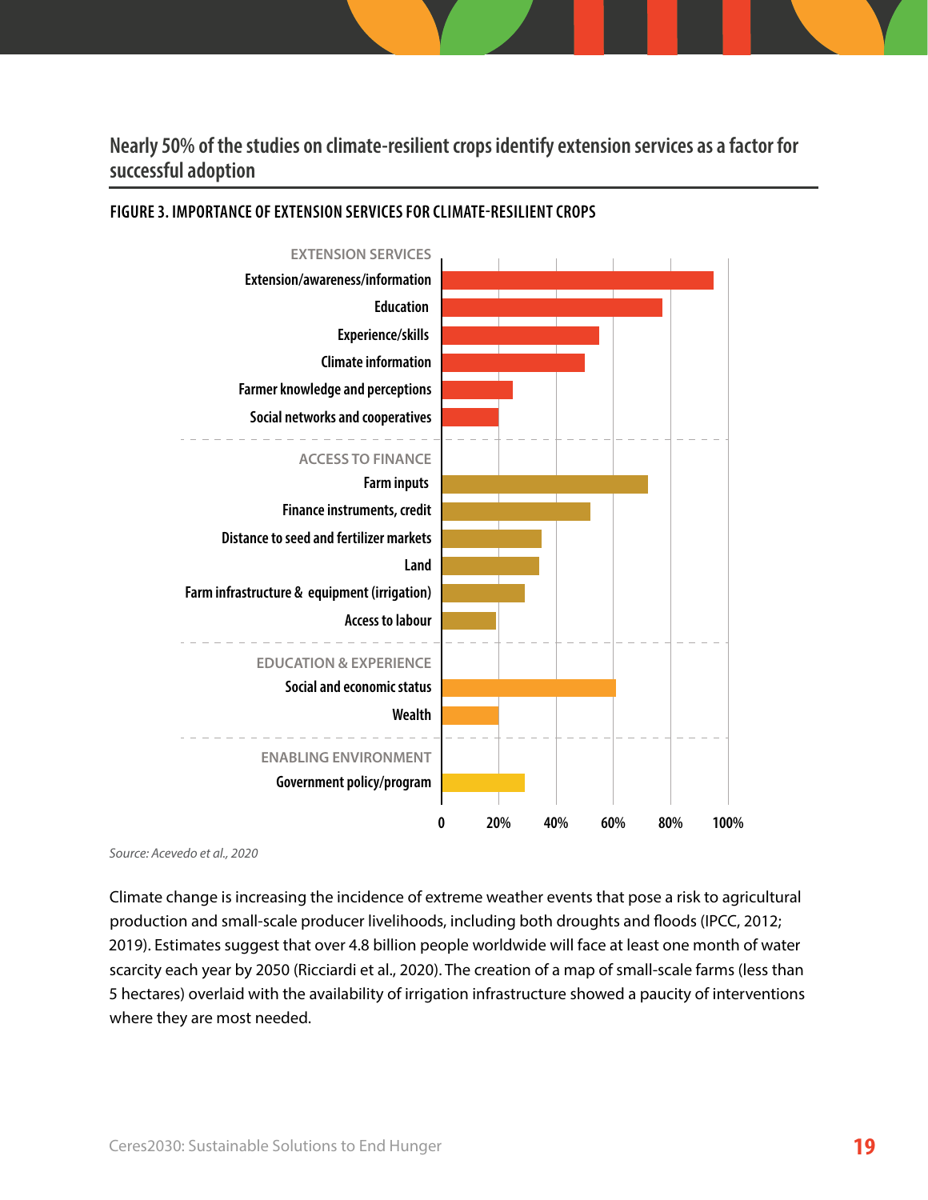## Nearly 50% of the studies on climate-resilient crops identify extension services as a factor for successful adoption

**FIGURE 3. IMPORTANCE OF EXTENSION SERVICES FOR CLIMATE-RESILIENT CROPS**

| Category | Factor |
|---|---|
| EXTENSION SERVICES | Extension/awareness/information |
| | Education |
| | Experience/skills |
| | Climate information |
| | Farmer knowledge and perceptions |
| | Social networks and cooperatives |
| ACCESS TO FINANCE | Farm inputs |
| | Finance instruments, credit |
| | Distance to seed and fertilizer markets |
| | Land |
| | Farm infrastructure & equipment (irrigation) |
| | Access to labour |
| EDUCATION & EXPERIENCE | Social and economic status |
| | Wealth |
| ENABLING ENVIRONMENT | Government policy/program |

Axis: 0, 20%, 40%, 60%, 80%, 100%

*Source: Acevedo et al., 2020*

Climate change is increasing the incidence of extreme weather events that pose a risk to agricultural production and small-scale producer livelihoods, including both droughts and floods (IPCC, 2012; 2019). Estimates suggest that over 4.8 billion people worldwide will face at least one month of water scarcity each year by 2050 (Ricciardi et al., 2020). The creation of a map of small-scale farms (less than 5 hectares) overlaid with the availability of irrigation infrastructure showed a paucity of interventions where they are most needed.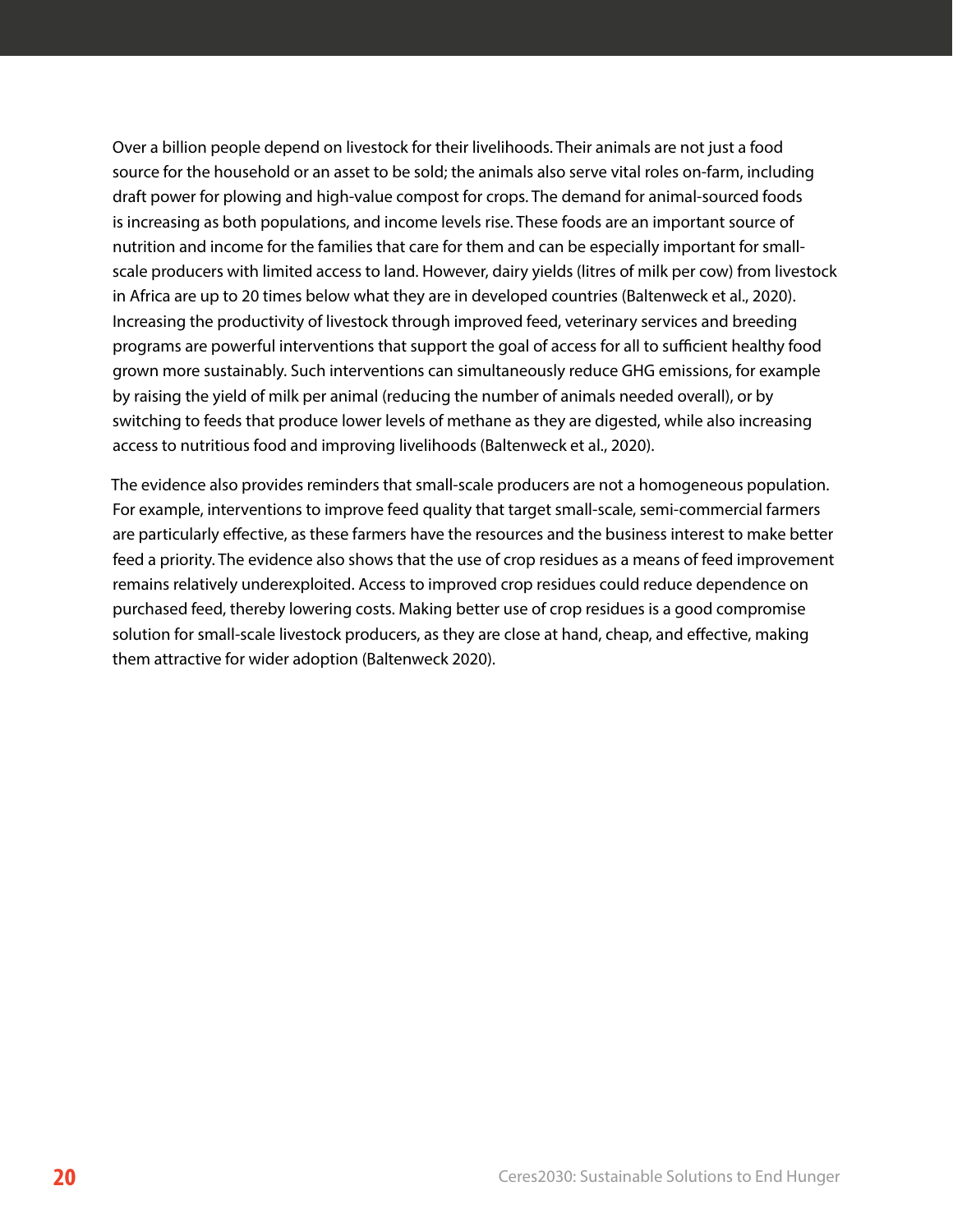Over a billion people depend on livestock for their livelihoods. Their animals are not just a food source for the household or an asset to be sold; the animals also serve vital roles on-farm, including draft power for plowing and high-value compost for crops. The demand for animal-sourced foods is increasing as both populations, and income levels rise. These foods are an important source of nutrition and income for the families that care for them and can be especially important for small-scale producers with limited access to land. However, dairy yields (litres of milk per cow) from livestock in Africa are up to 20 times below what they are in developed countries (Baltenweck et al., 2020). Increasing the productivity of livestock through improved feed, veterinary services and breeding programs are powerful interventions that support the goal of access for all to sufficient healthy food grown more sustainably. Such interventions can simultaneously reduce GHG emissions, for example by raising the yield of milk per animal (reducing the number of animals needed overall), or by switching to feeds that produce lower levels of methane as they are digested, while also increasing access to nutritious food and improving livelihoods (Baltenweck et al., 2020).

The evidence also provides reminders that small-scale producers are not a homogeneous population. For example, interventions to improve feed quality that target small-scale, semi-commercial farmers are particularly effective, as these farmers have the resources and the business interest to make better feed a priority. The evidence also shows that the use of crop residues as a means of feed improvement remains relatively underexploited. Access to improved crop residues could reduce dependence on purchased feed, thereby lowering costs. Making better use of crop residues is a good compromise solution for small-scale livestock producers, as they are close at hand, cheap, and effective, making them attractive for wider adoption (Baltenweck 2020).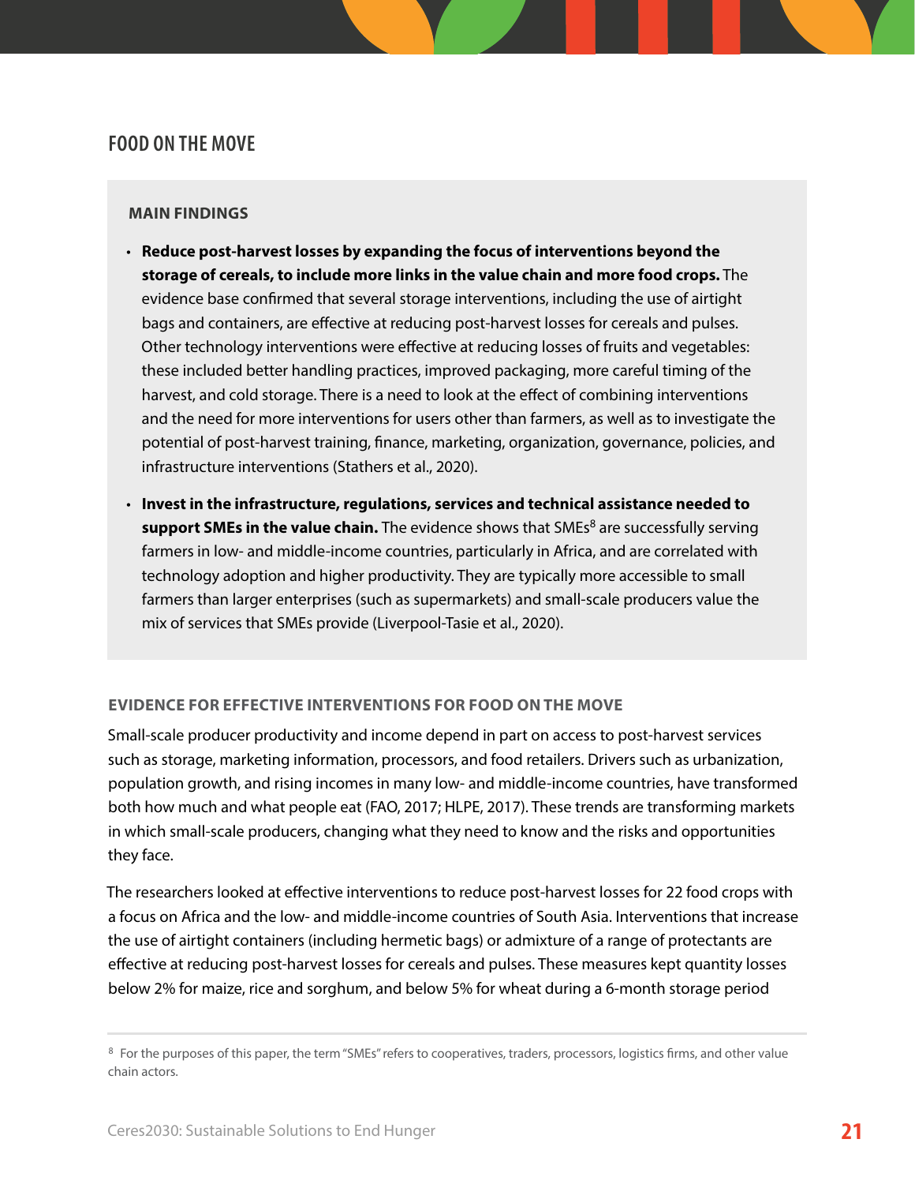## FOOD ON THE MOVE

**MAIN FINDINGS**

- **Reduce post-harvest losses by expanding the focus of interventions beyond the storage of cereals, to include more links in the value chain and more food crops.** The evidence base confirmed that several storage interventions, including the use of airtight bags and containers, are effective at reducing post-harvest losses for cereals and pulses. Other technology interventions were effective at reducing losses of fruits and vegetables: these included better handling practices, improved packaging, more careful timing of the harvest, and cold storage. There is a need to look at the effect of combining interventions and the need for more interventions for users other than farmers, as well as to investigate the potential of post-harvest training, finance, marketing, organization, governance, policies, and infrastructure interventions (Stathers et al., 2020).
- **Invest in the infrastructure, regulations, services and technical assistance needed to support SMEs in the value chain.** The evidence shows that SMEs[8] are successfully serving farmers in low- and middle-income countries, particularly in Africa, and are correlated with technology adoption and higher productivity. They are typically more accessible to small farmers than larger enterprises (such as supermarkets) and small-scale producers value the mix of services that SMEs provide (Liverpool-Tasie et al., 2020).

### EVIDENCE FOR EFFECTIVE INTERVENTIONS FOR FOOD ON THE MOVE

Small-scale producer productivity and income depend in part on access to post-harvest services such as storage, marketing information, processors, and food retailers. Drivers such as urbanization, population growth, and rising incomes in many low- and middle-income countries, have transformed both how much and what people eat (FAO, 2017; HLPE, 2017). These trends are transforming markets in which small-scale producers, changing what they need to know and the risks and opportunities they face.

The researchers looked at effective interventions to reduce post-harvest losses for 22 food crops with a focus on Africa and the low- and middle-income countries of South Asia. Interventions that increase the use of airtight containers (including hermetic bags) or admixture of a range of protectants are effective at reducing post-harvest losses for cereals and pulses. These measures kept quantity losses below 2% for maize, rice and sorghum, and below 5% for wheat during a 6-month storage period

[8] For the purposes of this paper, the term "SMEs" refers to cooperatives, traders, processors, logistics firms, and other value chain actors.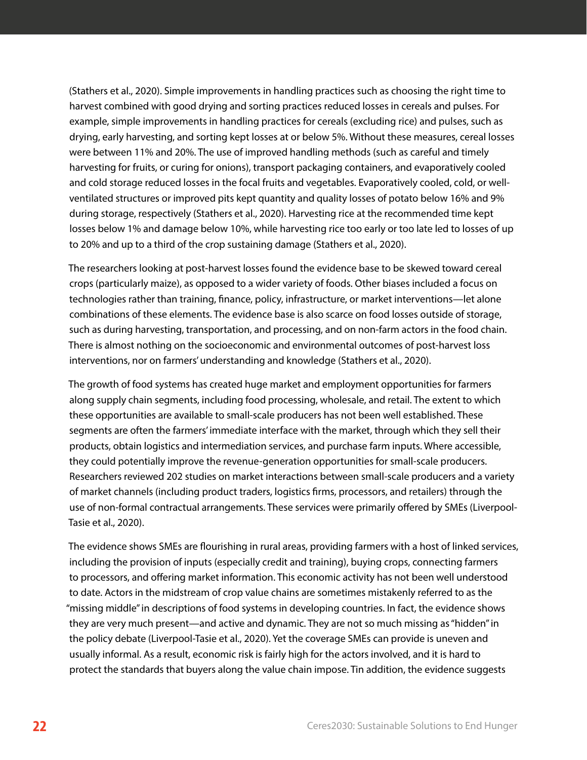(Stathers et al., 2020). Simple improvements in handling practices such as choosing the right time to harvest combined with good drying and sorting practices reduced losses in cereals and pulses. For example, simple improvements in handling practices for cereals (excluding rice) and pulses, such as drying, early harvesting, and sorting kept losses at or below 5%. Without these measures, cereal losses were between 11% and 20%. The use of improved handling methods (such as careful and timely harvesting for fruits, or curing for onions), transport packaging containers, and evaporatively cooled and cold storage reduced losses in the focal fruits and vegetables. Evaporatively cooled, cold, or well-ventilated structures or improved pits kept quantity and quality losses of potato below 16% and 9% during storage, respectively (Stathers et al., 2020). Harvesting rice at the recommended time kept losses below 1% and damage below 10%, while harvesting rice too early or too late led to losses of up to 20% and up to a third of the crop sustaining damage (Stathers et al., 2020).

The researchers looking at post-harvest losses found the evidence base to be skewed toward cereal crops (particularly maize), as opposed to a wider variety of foods. Other biases included a focus on technologies rather than training, finance, policy, infrastructure, or market interventions—let alone combinations of these elements. The evidence base is also scarce on food losses outside of storage, such as during harvesting, transportation, and processing, and on non-farm actors in the food chain. There is almost nothing on the socioeconomic and environmental outcomes of post-harvest loss interventions, nor on farmers' understanding and knowledge (Stathers et al., 2020).

The growth of food systems has created huge market and employment opportunities for farmers along supply chain segments, including food processing, wholesale, and retail. The extent to which these opportunities are available to small-scale producers has not been well established. These segments are often the farmers' immediate interface with the market, through which they sell their products, obtain logistics and intermediation services, and purchase farm inputs. Where accessible, they could potentially improve the revenue-generation opportunities for small-scale producers. Researchers reviewed 202 studies on market interactions between small-scale producers and a variety of market channels (including product traders, logistics firms, processors, and retailers) through the use of non-formal contractual arrangements. These services were primarily offered by SMEs (Liverpool-Tasie et al., 2020).

The evidence shows SMEs are flourishing in rural areas, providing farmers with a host of linked services, including the provision of inputs (especially credit and training), buying crops, connecting farmers to processors, and offering market information. This economic activity has not been well understood to date. Actors in the midstream of crop value chains are sometimes mistakenly referred to as the "missing middle" in descriptions of food systems in developing countries. In fact, the evidence shows they are very much present—and active and dynamic. They are not so much missing as "hidden" in the policy debate (Liverpool-Tasie et al., 2020). Yet the coverage SMEs can provide is uneven and usually informal. As a result, economic risk is fairly high for the actors involved, and it is hard to protect the standards that buyers along the value chain impose. Tin addition, the evidence suggests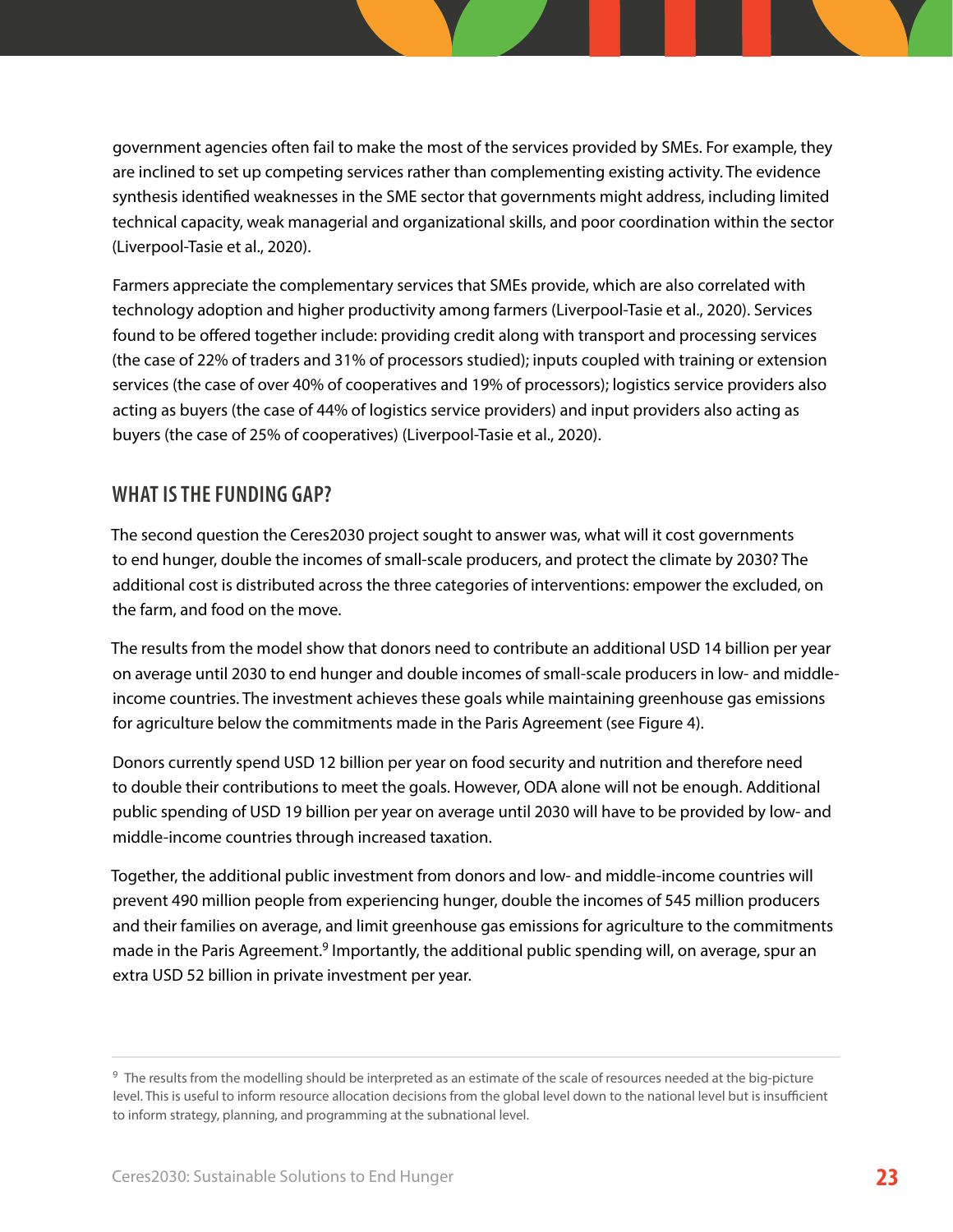government agencies often fail to make the most of the services provided by SMEs. For example, they are inclined to set up competing services rather than complementing existing activity. The evidence synthesis identified weaknesses in the SME sector that governments might address, including limited technical capacity, weak managerial and organizational skills, and poor coordination within the sector (Liverpool-Tasie et al., 2020).

Farmers appreciate the complementary services that SMEs provide, which are also correlated with technology adoption and higher productivity among farmers (Liverpool-Tasie et al., 2020). Services found to be offered together include: providing credit along with transport and processing services (the case of 22% of traders and 31% of processors studied); inputs coupled with training or extension services (the case of over 40% of cooperatives and 19% of processors); logistics service providers also acting as buyers (the case of 44% of logistics service providers) and input providers also acting as buyers (the case of 25% of cooperatives) (Liverpool-Tasie et al., 2020).

## WHAT IS THE FUNDING GAP?

The second question the Ceres2030 project sought to answer was, what will it cost governments to end hunger, double the incomes of small-scale producers, and protect the climate by 2030? The additional cost is distributed across the three categories of interventions: empower the excluded, on the farm, and food on the move.

The results from the model show that donors need to contribute an additional USD 14 billion per year on average until 2030 to end hunger and double incomes of small-scale producers in low- and middle-income countries. The investment achieves these goals while maintaining greenhouse gas emissions for agriculture below the commitments made in the Paris Agreement (see Figure 4).

Donors currently spend USD 12 billion per year on food security and nutrition and therefore need to double their contributions to meet the goals. However, ODA alone will not be enough. Additional public spending of USD 19 billion per year on average until 2030 will have to be provided by low- and middle-income countries through increased taxation.

Together, the additional public investment from donors and low- and middle-income countries will prevent 490 million people from experiencing hunger, double the incomes of 545 million producers and their families on average, and limit greenhouse gas emissions for agriculture to the commitments made in the Paris Agreement.[9] Importantly, the additional public spending will, on average, spur an extra USD 52 billion in private investment per year.

---

[9] The results from the modelling should be interpreted as an estimate of the scale of resources needed at the big-picture level. This is useful to inform resource allocation decisions from the global level down to the national level but is insufficient to inform strategy, planning, and programming at the subnational level.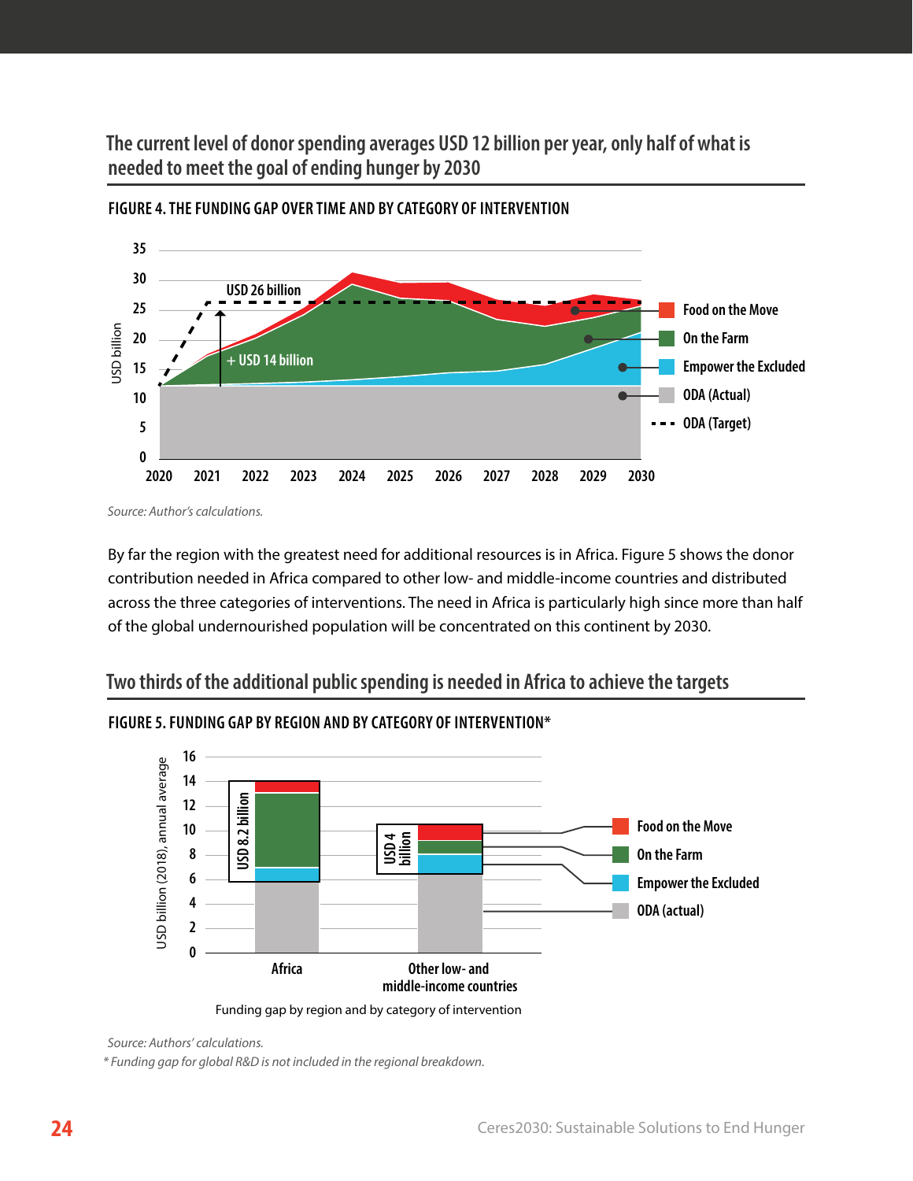## The current level of donor spending averages USD 12 billion per year, only half of what is needed to meet the goal of ending hunger by 2030

FIGURE 4. THE FUNDING GAP OVER TIME AND BY CATEGORY OF INTERVENTION

*Source: Author's calculations.*

By far the region with the greatest need for additional resources is in Africa. Figure 5 shows the donor contribution needed in Africa compared to other low- and middle-income countries and distributed across the three categories of interventions. The need in Africa is particularly high since more than half of the global undernourished population will be concentrated on this continent by 2030.

## Two thirds of the additional public spending is needed in Africa to achieve the targets

FIGURE 5. FUNDING GAP BY REGION AND BY CATEGORY OF INTERVENTION*

Funding gap by region and by category of intervention

*Source: Authors' calculations.*

*\* Funding gap for global R&D is not included in the regional breakdown.*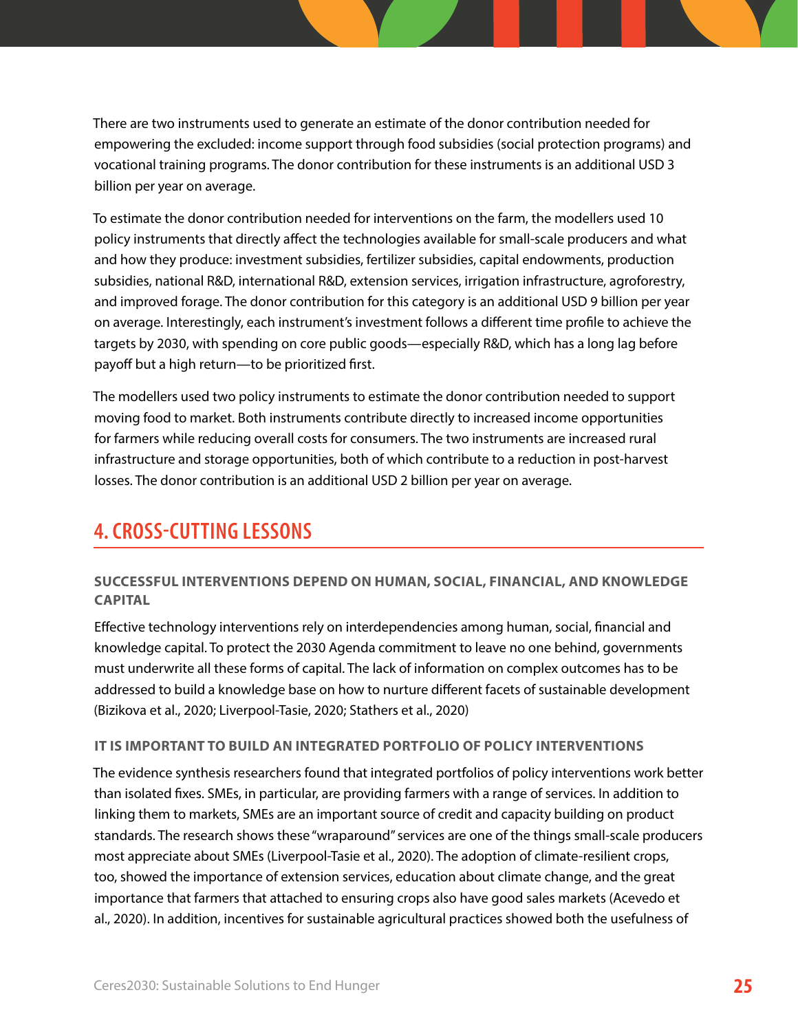There are two instruments used to generate an estimate of the donor contribution needed for empowering the excluded: income support through food subsidies (social protection programs) and vocational training programs. The donor contribution for these instruments is an additional USD 3 billion per year on average.

To estimate the donor contribution needed for interventions on the farm, the modellers used 10 policy instruments that directly affect the technologies available for small-scale producers and what and how they produce: investment subsidies, fertilizer subsidies, capital endowments, production subsidies, national R&D, international R&D, extension services, irrigation infrastructure, agroforestry, and improved forage. The donor contribution for this category is an additional USD 9 billion per year on average. Interestingly, each instrument's investment follows a different time profile to achieve the targets by 2030, with spending on core public goods—especially R&D, which has a long lag before payoff but a high return—to be prioritized first.

The modellers used two policy instruments to estimate the donor contribution needed to support moving food to market. Both instruments contribute directly to increased income opportunities for farmers while reducing overall costs for consumers. The two instruments are increased rural infrastructure and storage opportunities, both of which contribute to a reduction in post-harvest losses. The donor contribution is an additional USD 2 billion per year on average.

## 4. CROSS-CUTTING LESSONS

### SUCCESSFUL INTERVENTIONS DEPEND ON HUMAN, SOCIAL, FINANCIAL, AND KNOWLEDGE CAPITAL

Effective technology interventions rely on interdependencies among human, social, financial and knowledge capital. To protect the 2030 Agenda commitment to leave no one behind, governments must underwrite all these forms of capital. The lack of information on complex outcomes has to be addressed to build a knowledge base on how to nurture different facets of sustainable development (Bizikova et al., 2020; Liverpool-Tasie, 2020; Stathers et al., 2020)

### IT IS IMPORTANT TO BUILD AN INTEGRATED PORTFOLIO OF POLICY INTERVENTIONS

The evidence synthesis researchers found that integrated portfolios of policy interventions work better than isolated fixes. SMEs, in particular, are providing farmers with a range of services. In addition to linking them to markets, SMEs are an important source of credit and capacity building on product standards. The research shows these "wraparound" services are one of the things small-scale producers most appreciate about SMEs (Liverpool-Tasie et al., 2020). The adoption of climate-resilient crops, too, showed the importance of extension services, education about climate change, and the great importance that farmers that attached to ensuring crops also have good sales markets (Acevedo et al., 2020). In addition, incentives for sustainable agricultural practices showed both the usefulness of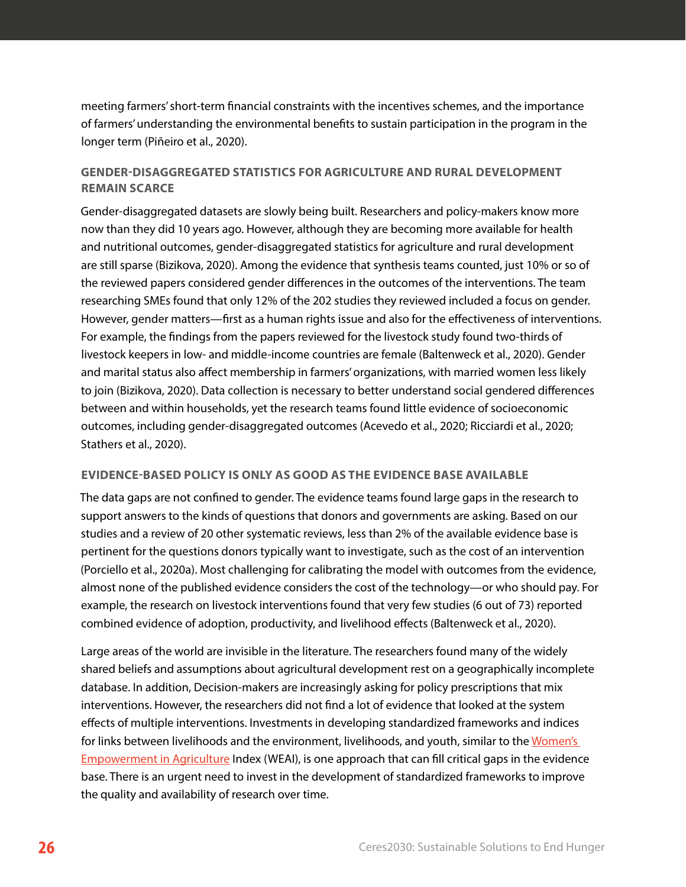meeting farmers' short-term financial constraints with the incentives schemes, and the importance of farmers' understanding the environmental benefits to sustain participation in the program in the longer term (Piñeiro et al., 2020).

## GENDER-DISAGGREGATED STATISTICS FOR AGRICULTURE AND RURAL DEVELOPMENT REMAIN SCARCE

Gender-disaggregated datasets are slowly being built. Researchers and policy-makers know more now than they did 10 years ago. However, although they are becoming more available for health and nutritional outcomes, gender-disaggregated statistics for agriculture and rural development are still sparse (Bizikova, 2020). Among the evidence that synthesis teams counted, just 10% or so of the reviewed papers considered gender differences in the outcomes of the interventions. The team researching SMEs found that only 12% of the 202 studies they reviewed included a focus on gender. However, gender matters—first as a human rights issue and also for the effectiveness of interventions. For example, the findings from the papers reviewed for the livestock study found two-thirds of livestock keepers in low- and middle-income countries are female (Baltenweck et al., 2020). Gender and marital status also affect membership in farmers' organizations, with married women less likely to join (Bizikova, 2020). Data collection is necessary to better understand social gendered differences between and within households, yet the research teams found little evidence of socioeconomic outcomes, including gender-disaggregated outcomes (Acevedo et al., 2020; Ricciardi et al., 2020; Stathers et al., 2020).

## EVIDENCE-BASED POLICY IS ONLY AS GOOD AS THE EVIDENCE BASE AVAILABLE

The data gaps are not confined to gender. The evidence teams found large gaps in the research to support answers to the kinds of questions that donors and governments are asking. Based on our studies and a review of 20 other systematic reviews, less than 2% of the available evidence base is pertinent for the questions donors typically want to investigate, such as the cost of an intervention (Porciello et al., 2020a). Most challenging for calibrating the model with outcomes from the evidence, almost none of the published evidence considers the cost of the technology—or who should pay. For example, the research on livestock interventions found that very few studies (6 out of 73) reported combined evidence of adoption, productivity, and livelihood effects (Baltenweck et al., 2020).

Large areas of the world are invisible in the literature. The researchers found many of the widely shared beliefs and assumptions about agricultural development rest on a geographically incomplete database. In addition, Decision-makers are increasingly asking for policy prescriptions that mix interventions. However, the researchers did not find a lot of evidence that looked at the system effects of multiple interventions. Investments in developing standardized frameworks and indices for links between livelihoods and the environment, livelihoods, and youth, similar to the Women's Empowerment in Agriculture Index (WEAI), is one approach that can fill critical gaps in the evidence base. There is an urgent need to invest in the development of standardized frameworks to improve the quality and availability of research over time.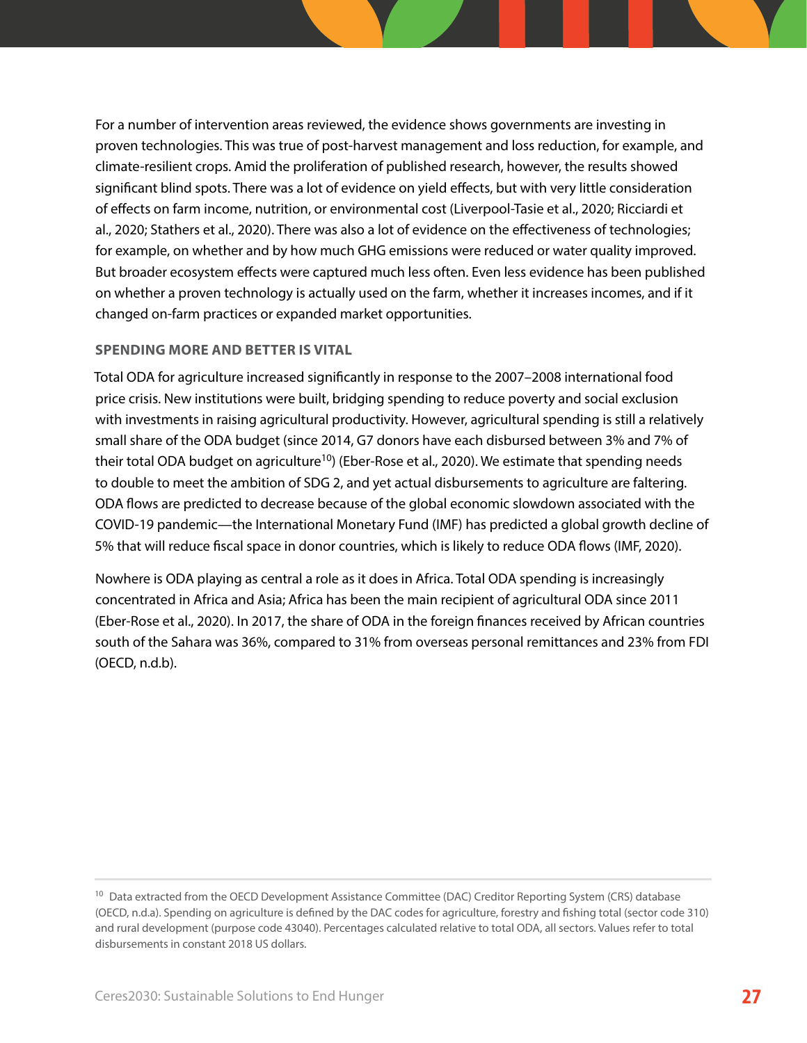For a number of intervention areas reviewed, the evidence shows governments are investing in proven technologies. This was true of post-harvest management and loss reduction, for example, and climate-resilient crops. Amid the proliferation of published research, however, the results showed significant blind spots. There was a lot of evidence on yield effects, but with very little consideration of effects on farm income, nutrition, or environmental cost (Liverpool-Tasie et al., 2020; Ricciardi et al., 2020; Stathers et al., 2020). There was also a lot of evidence on the effectiveness of technologies; for example, on whether and by how much GHG emissions were reduced or water quality improved. But broader ecosystem effects were captured much less often. Even less evidence has been published on whether a proven technology is actually used on the farm, whether it increases incomes, and if it changed on-farm practices or expanded market opportunities.

### SPENDING MORE AND BETTER IS VITAL

Total ODA for agriculture increased significantly in response to the 2007–2008 international food price crisis. New institutions were built, bridging spending to reduce poverty and social exclusion with investments in raising agricultural productivity. However, agricultural spending is still a relatively small share of the ODA budget (since 2014, G7 donors have each disbursed between 3% and 7% of their total ODA budget on agriculture[10]) (Eber-Rose et al., 2020). We estimate that spending needs to double to meet the ambition of SDG 2, and yet actual disbursements to agriculture are faltering. ODA flows are predicted to decrease because of the global economic slowdown associated with the COVID-19 pandemic—the International Monetary Fund (IMF) has predicted a global growth decline of 5% that will reduce fiscal space in donor countries, which is likely to reduce ODA flows (IMF, 2020).

Nowhere is ODA playing as central a role as it does in Africa. Total ODA spending is increasingly concentrated in Africa and Asia; Africa has been the main recipient of agricultural ODA since 2011 (Eber-Rose et al., 2020). In 2017, the share of ODA in the foreign finances received by African countries south of the Sahara was 36%, compared to 31% from overseas personal remittances and 23% from FDI (OECD, n.d.b).

---

[10] Data extracted from the OECD Development Assistance Committee (DAC) Creditor Reporting System (CRS) database (OECD, n.d.a). Spending on agriculture is defined by the DAC codes for agriculture, forestry and fishing total (sector code 310) and rural development (purpose code 43040). Percentages calculated relative to total ODA, all sectors. Values refer to total disbursements in constant 2018 US dollars.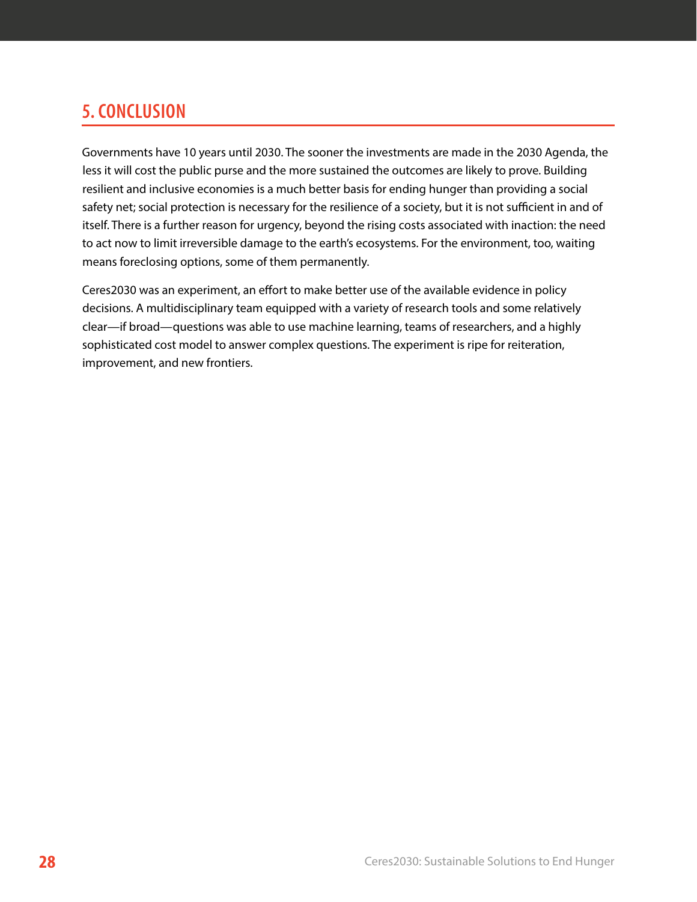## 5. CONCLUSION

Governments have 10 years until 2030. The sooner the investments are made in the 2030 Agenda, the less it will cost the public purse and the more sustained the outcomes are likely to prove. Building resilient and inclusive economies is a much better basis for ending hunger than providing a social safety net; social protection is necessary for the resilience of a society, but it is not sufficient in and of itself. There is a further reason for urgency, beyond the rising costs associated with inaction: the need to act now to limit irreversible damage to the earth's ecosystems. For the environment, too, waiting means foreclosing options, some of them permanently.

Ceres2030 was an experiment, an effort to make better use of the available evidence in policy decisions. A multidisciplinary team equipped with a variety of research tools and some relatively clear—if broad—questions was able to use machine learning, teams of researchers, and a highly sophisticated cost model to answer complex questions. The experiment is ripe for reiteration, improvement, and new frontiers.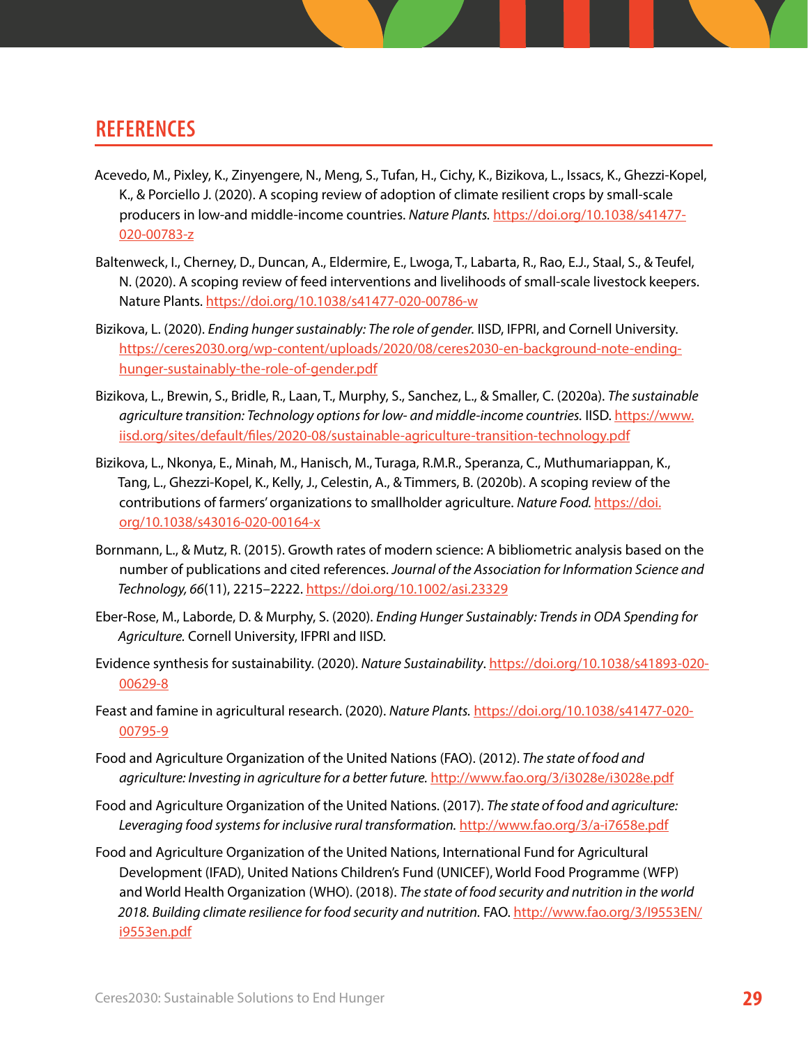## REFERENCES

Acevedo, M., Pixley, K., Zinyengere, N., Meng, S., Tufan, H., Cichy, K., Bizikova, L., Issacs, K., Ghezzi-Kopel, K., & Porciello J. (2020). A scoping review of adoption of climate resilient crops by small-scale producers in low-and middle-income countries. *Nature Plants.* https://doi.org/10.1038/s41477-020-00783-z

Baltenweck, I., Cherney, D., Duncan, A., Eldermire, E., Lwoga, T., Labarta, R., Rao, E.J., Staal, S., & Teufel, N. (2020). A scoping review of feed interventions and livelihoods of small-scale livestock keepers. Nature Plants. https://doi.org/10.1038/s41477-020-00786-w

Bizikova, L. (2020). *Ending hunger sustainably: The role of gender.* IISD, IFPRI, and Cornell University. https://ceres2030.org/wp-content/uploads/2020/08/ceres2030-en-background-note-ending-hunger-sustainably-the-role-of-gender.pdf

Bizikova, L., Brewin, S., Bridle, R., Laan, T., Murphy, S., Sanchez, L., & Smaller, C. (2020a). *The sustainable agriculture transition: Technology options for low- and middle-income countries.* IISD. https://www.iisd.org/sites/default/files/2020-08/sustainable-agriculture-transition-technology.pdf

Bizikova, L., Nkonya, E., Minah, M., Hanisch, M., Turaga, R.M.R., Speranza, C., Muthumariappan, K., Tang, L., Ghezzi-Kopel, K., Kelly, J., Celestin, A., & Timmers, B. (2020b). A scoping review of the contributions of farmers' organizations to smallholder agriculture. *Nature Food.* https://doi.org/10.1038/s43016-020-00164-x

Bornmann, L., & Mutz, R. (2015). Growth rates of modern science: A bibliometric analysis based on the number of publications and cited references. *Journal of the Association for Information Science and Technology, 66*(11), 2215–2222. https://doi.org/10.1002/asi.23329

Eber-Rose, M., Laborde, D. & Murphy, S. (2020). *Ending Hunger Sustainably: Trends in ODA Spending for Agriculture.* Cornell University, IFPRI and IISD.

Evidence synthesis for sustainability. (2020). *Nature Sustainability*. https://doi.org/10.1038/s41893-020-00629-8

Feast and famine in agricultural research. (2020). *Nature Plants.* https://doi.org/10.1038/s41477-020-00795-9

Food and Agriculture Organization of the United Nations (FAO). (2012). *The state of food and agriculture: Investing in agriculture for a better future.* http://www.fao.org/3/i3028e/i3028e.pdf

Food and Agriculture Organization of the United Nations. (2017). *The state of food and agriculture: Leveraging food systems for inclusive rural transformation.* http://www.fao.org/3/a-i7658e.pdf

Food and Agriculture Organization of the United Nations, International Fund for Agricultural Development (IFAD), United Nations Children's Fund (UNICEF), World Food Programme (WFP) and World Health Organization (WHO). (2018). *The state of food security and nutrition in the world 2018. Building climate resilience for food security and nutrition.* FAO. http://www.fao.org/3/I9553EN/i9553en.pdf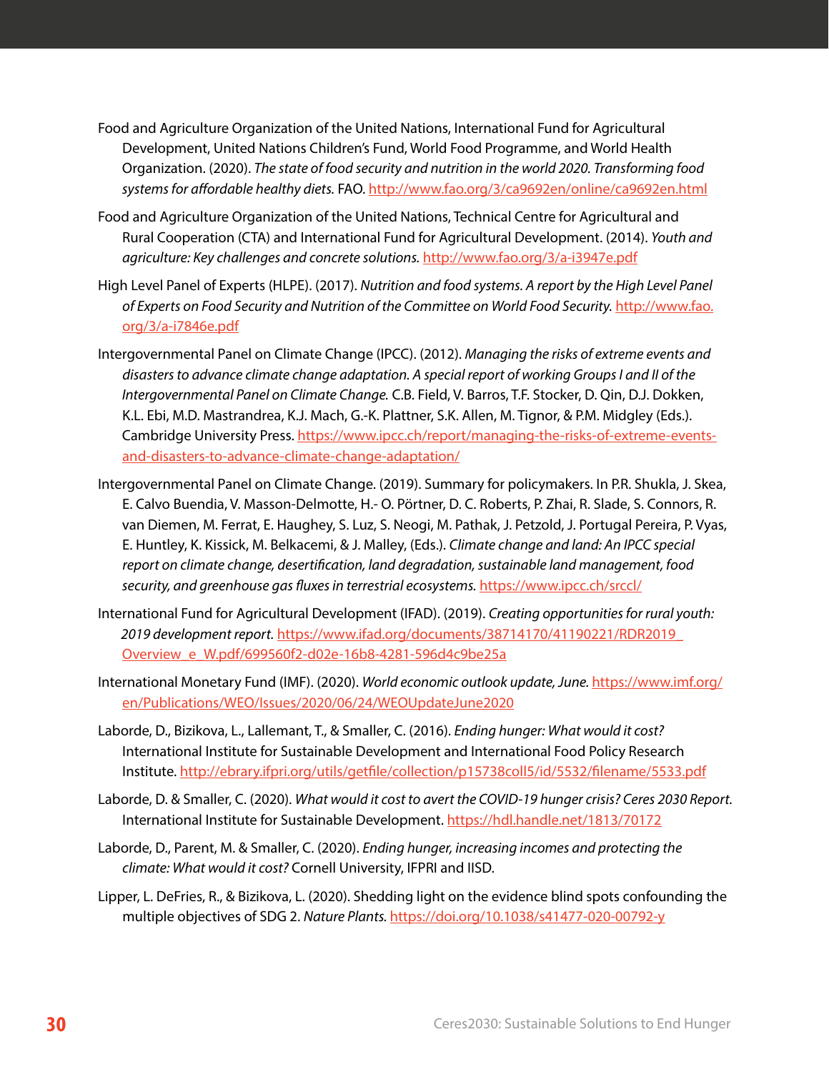Food and Agriculture Organization of the United Nations, International Fund for Agricultural Development, United Nations Children's Fund, World Food Programme, and World Health Organization. (2020). *The state of food security and nutrition in the world 2020. Transforming food systems for affordable healthy diets.* FAO. http://www.fao.org/3/ca9692en/online/ca9692en.html

Food and Agriculture Organization of the United Nations, Technical Centre for Agricultural and Rural Cooperation (CTA) and International Fund for Agricultural Development. (2014). *Youth and agriculture: Key challenges and concrete solutions.* http://www.fao.org/3/a-i3947e.pdf

High Level Panel of Experts (HLPE). (2017). *Nutrition and food systems. A report by the High Level Panel of Experts on Food Security and Nutrition of the Committee on World Food Security.* http://www.fao.org/3/a-i7846e.pdf

Intergovernmental Panel on Climate Change (IPCC). (2012). *Managing the risks of extreme events and disasters to advance climate change adaptation. A special report of working Groups I and II of the Intergovernmental Panel on Climate Change.* C.B. Field, V. Barros, T.F. Stocker, D. Qin, D.J. Dokken, K.L. Ebi, M.D. Mastrandrea, K.J. Mach, G.-K. Plattner, S.K. Allen, M. Tignor, & P.M. Midgley (Eds.). Cambridge University Press. https://www.ipcc.ch/report/managing-the-risks-of-extreme-events-and-disasters-to-advance-climate-change-adaptation/

Intergovernmental Panel on Climate Change. (2019). Summary for policymakers. In P.R. Shukla, J. Skea, E. Calvo Buendia, V. Masson-Delmotte, H.- O. Pörtner, D. C. Roberts, P. Zhai, R. Slade, S. Connors, R. van Diemen, M. Ferrat, E. Haughey, S. Luz, S. Neogi, M. Pathak, J. Petzold, J. Portugal Pereira, P. Vyas, E. Huntley, K. Kissick, M. Belkacemi, & J. Malley, (Eds.). *Climate change and land: An IPCC special report on climate change, desertification, land degradation, sustainable land management, food security, and greenhouse gas fluxes in terrestrial ecosystems.* https://www.ipcc.ch/srccl/

International Fund for Agricultural Development (IFAD). (2019). *Creating opportunities for rural youth: 2019 development report.* https://www.ifad.org/documents/38714170/41190221/RDR2019_Overview_e_W.pdf/699560f2-d02e-16b8-4281-596d4c9be25a

International Monetary Fund (IMF). (2020). *World economic outlook update, June.* https://www.imf.org/en/Publications/WEO/Issues/2020/06/24/WEOUpdateJune2020

Laborde, D., Bizikova, L., Lallemant, T., & Smaller, C. (2016). *Ending hunger: What would it cost?* International Institute for Sustainable Development and International Food Policy Research Institute. http://ebrary.ifpri.org/utils/getfile/collection/p15738coll5/id/5532/filename/5533.pdf

Laborde, D. & Smaller, C. (2020). *What would it cost to avert the COVID-19 hunger crisis? Ceres 2030 Report.* International Institute for Sustainable Development. https://hdl.handle.net/1813/70172

Laborde, D., Parent, M. & Smaller, C. (2020). *Ending hunger, increasing incomes and protecting the climate: What would it cost?* Cornell University, IFPRI and IISD.

Lipper, L. DeFries, R., & Bizikova, L. (2020). Shedding light on the evidence blind spots confounding the multiple objectives of SDG 2. *Nature Plants.* https://doi.org/10.1038/s41477-020-00792-y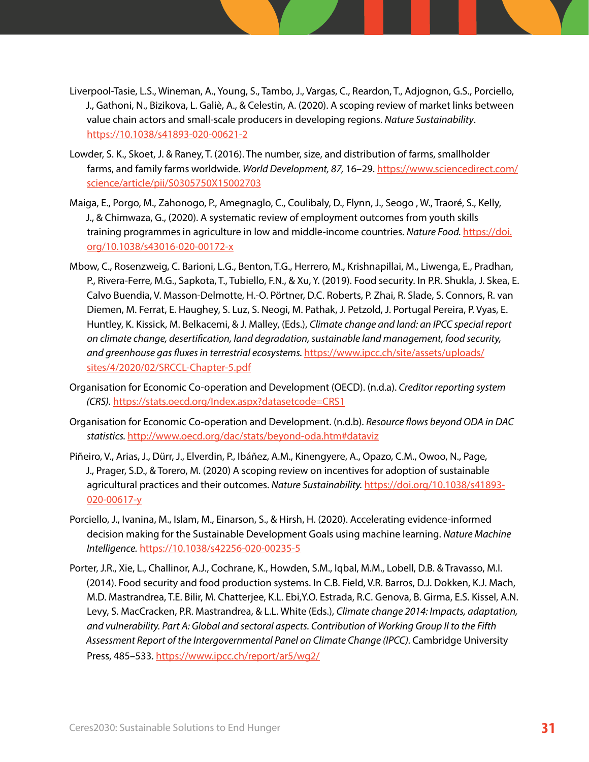Liverpool-Tasie, L.S., Wineman, A., Young, S., Tambo, J., Vargas, C., Reardon, T., Adjognon, G.S., Porciello, J., Gathoni, N., Bizikova, L. Galiè, A., & Celestin, A. (2020). A scoping review of market links between value chain actors and small-scale producers in developing regions. *Nature Sustainability*. https://10.1038/s41893-020-00621-2

Lowder, S. K., Skoet, J. & Raney, T. (2016). The number, size, and distribution of farms, smallholder farms, and family farms worldwide. *World Development, 87*, 16–29. https://www.sciencedirect.com/science/article/pii/S0305750X15002703

Maiga, E., Porgo, M., Zahonogo, P., Amegnaglo, C., Coulibaly, D., Flynn, J., Seogo , W., Traoré, S., Kelly, J., & Chimwaza, G., (2020). A systematic review of employment outcomes from youth skills training programmes in agriculture in low and middle-income countries. *Nature Food*. https://doi.org/10.1038/s43016-020-00172-x

Mbow, C., Rosenzweig, C. Barioni, L.G., Benton, T.G., Herrero, M., Krishnapillai, M., Liwenga, E., Pradhan, P., Rivera-Ferre, M.G., Sapkota, T., Tubiello, F.N., & Xu, Y. (2019). Food security. In P.R. Shukla, J. Skea, E. Calvo Buendia, V. Masson-Delmotte, H.-O. Pörtner, D.C. Roberts, P. Zhai, R. Slade, S. Connors, R. van Diemen, M. Ferrat, E. Haughey, S. Luz, S. Neogi, M. Pathak, J. Petzold, J. Portugal Pereira, P. Vyas, E. Huntley, K. Kissick, M. Belkacemi, & J. Malley, (Eds.), *Climate change and land: an IPCC special report on climate change, desertification, land degradation, sustainable land management, food security, and greenhouse gas fluxes in terrestrial ecosystems.* https://www.ipcc.ch/site/assets/uploads/sites/4/2020/02/SRCCL-Chapter-5.pdf

Organisation for Economic Co-operation and Development (OECD). (n.d.a). *Creditor reporting system (CRS).* https://stats.oecd.org/Index.aspx?datasetcode=CRS1

Organisation for Economic Co-operation and Development. (n.d.b). *Resource flows beyond ODA in DAC statistics.* http://www.oecd.org/dac/stats/beyond-oda.htm#dataviz

Piñeiro, V., Arias, J., Dürr, J., Elverdin, P., Ibáñez, A.M., Kinengyere, A., Opazo, C.M., Owoo, N., Page, J., Prager, S.D., & Torero, M. (2020) A scoping review on incentives for adoption of sustainable agricultural practices and their outcomes. *Nature Sustainability.* https://doi.org/10.1038/s41893-020-00617-y

Porciello, J., Ivanina, M., Islam, M., Einarson, S., & Hirsh, H. (2020). Accelerating evidence-informed decision making for the Sustainable Development Goals using machine learning. *Nature Machine Intelligence.* https://10.1038/s42256-020-00235-5

Porter, J.R., Xie, L., Challinor, A.J., Cochrane, K., Howden, S.M., Iqbal, M.M., Lobell, D.B. & Travasso, M.I. (2014). Food security and food production systems. In C.B. Field, V.R. Barros, D.J. Dokken, K.J. Mach, M.D. Mastrandrea, T.E. Bilir, M. Chatterjee, K.L. Ebi,Y.O. Estrada, R.C. Genova, B. Girma, E.S. Kissel, A.N. Levy, S. MacCracken, P.R. Mastrandrea, & L.L. White (Eds.), *Climate change 2014: Impacts, adaptation, and vulnerability. Part A: Global and sectoral aspects. Contribution of Working Group II to the Fifth Assessment Report of the Intergovernmental Panel on Climate Change (IPCC).* Cambridge University Press, 485–533. https://www.ipcc.ch/report/ar5/wg2/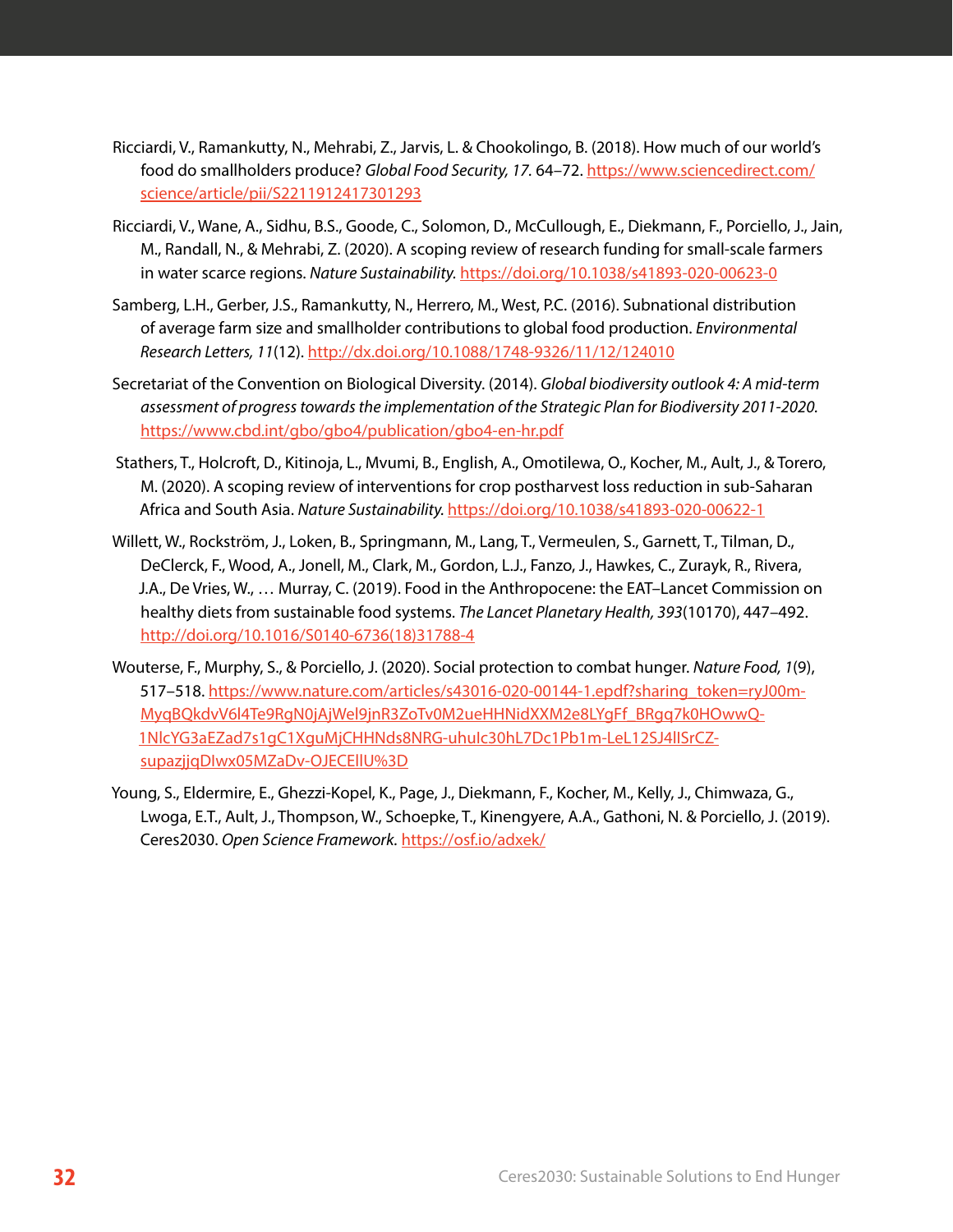Ricciardi, V., Ramankutty, N., Mehrabi, Z., Jarvis, L. & Chookolingo, B. (2018). How much of our world's food do smallholders produce? *Global Food Security, 17*. 64–72. https://www.sciencedirect.com/science/article/pii/S2211912417301293

Ricciardi, V., Wane, A., Sidhu, B.S., Goode, C., Solomon, D., McCullough, E., Diekmann, F., Porciello, J., Jain, M., Randall, N., & Mehrabi, Z. (2020). A scoping review of research funding for small-scale farmers in water scarce regions. *Nature Sustainability.* https://doi.org/10.1038/s41893-020-00623-0

Samberg, L.H., Gerber, J.S., Ramankutty, N., Herrero, M., West, P.C. (2016). Subnational distribution of average farm size and smallholder contributions to global food production. *Environmental Research Letters, 11*(12). http://dx.doi.org/10.1088/1748-9326/11/12/124010

Secretariat of the Convention on Biological Diversity. (2014). *Global biodiversity outlook 4: A mid-term assessment of progress towards the implementation of the Strategic Plan for Biodiversity 2011-2020.* https://www.cbd.int/gbo/gbo4/publication/gbo4-en-hr.pdf

Stathers, T., Holcroft, D., Kitinoja, L., Mvumi, B., English, A., Omotilewa, O., Kocher, M., Ault, J., & Torero, M. (2020). A scoping review of interventions for crop postharvest loss reduction in sub-Saharan Africa and South Asia. *Nature Sustainability.* https://doi.org/10.1038/s41893-020-00622-1

Willett, W., Rockström, J., Loken, B., Springmann, M., Lang, T., Vermeulen, S., Garnett, T., Tilman, D., DeClerck, F., Wood, A., Jonell, M., Clark, M., Gordon, L.J., Fanzo, J., Hawkes, C., Zurayk, R., Rivera, J.A., De Vries, W., … Murray, C. (2019). Food in the Anthropocene: the EAT–Lancet Commission on healthy diets from sustainable food systems. *The Lancet Planetary Health, 393*(10170), 447–492. http://doi.org/10.1016/S0140-6736(18)31788-4

Wouterse, F., Murphy, S., & Porciello, J. (2020). Social protection to combat hunger. *Nature Food, 1*(9), 517–518. https://www.nature.com/articles/s43016-020-00144-1.epdf?sharing_token=ryJ00m-MyqBQkdvV6l4Te9RgN0jAjWel9jnR3ZoTv0M2ueHHNidXXM2e8LYgFf_BRgq7k0HOwwQ-1NlcYG3aEZad7s1gC1XguMjCHHNds8NRG-uhuIc30hL7Dc1Pb1m-LeL12SJ4lISrCZ-supazjjqDlwx05MZaDv-OJECElIU%3D

Young, S., Eldermire, E., Ghezzi-Kopel, K., Page, J., Diekmann, F., Kocher, M., Kelly, J., Chimwaza, G., Lwoga, E.T., Ault, J., Thompson, W., Schoepke, T., Kinengyere, A.A., Gathoni, N. & Porciello, J. (2019). Ceres2030. *Open Science Framework.* https://osf.io/adxek/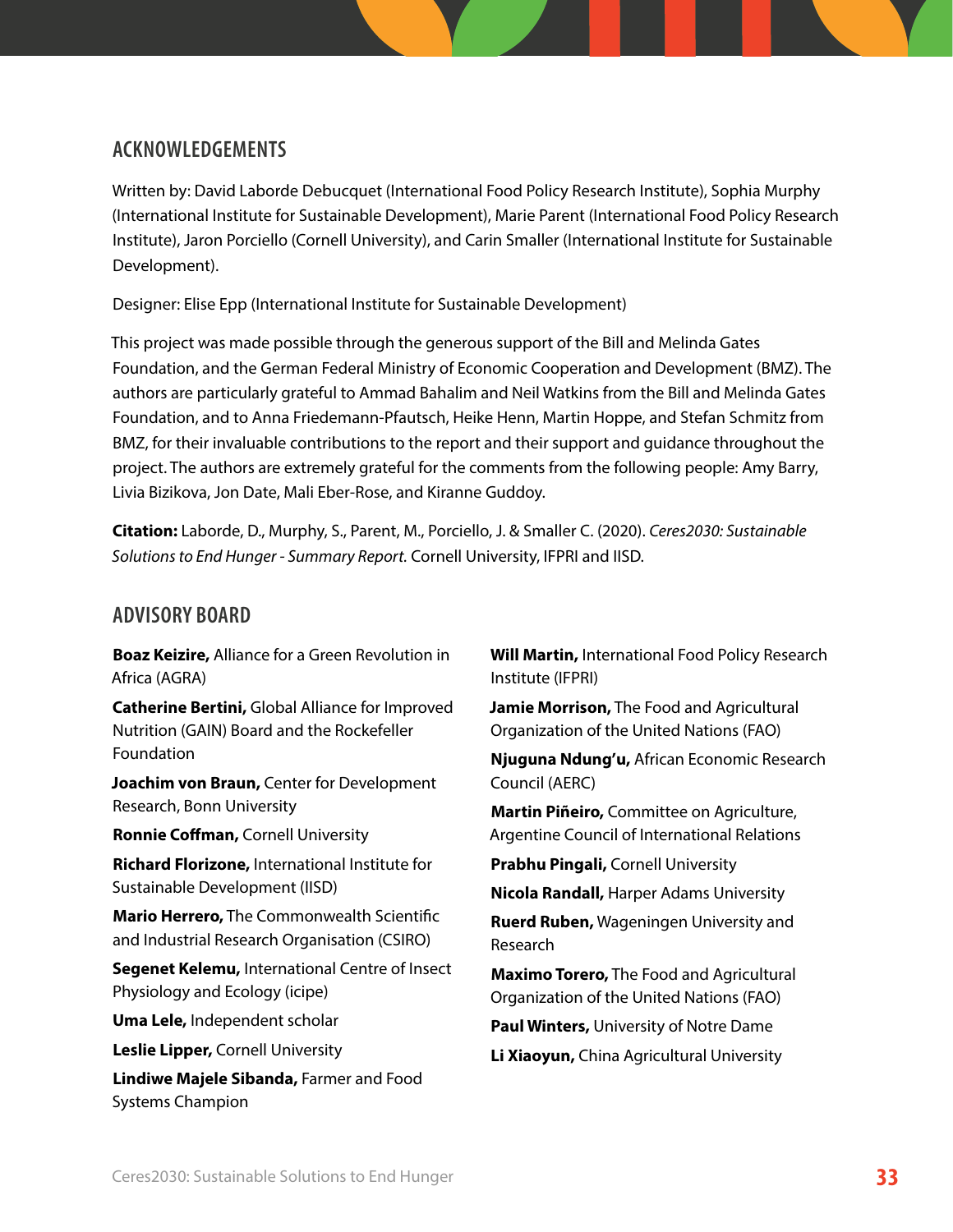## ACKNOWLEDGEMENTS

Written by: David Laborde Debucquet (International Food Policy Research Institute), Sophia Murphy (International Institute for Sustainable Development), Marie Parent (International Food Policy Research Institute), Jaron Porciello (Cornell University), and Carin Smaller (International Institute for Sustainable Development).

Designer: Elise Epp (International Institute for Sustainable Development)

This project was made possible through the generous support of the Bill and Melinda Gates Foundation, and the German Federal Ministry of Economic Cooperation and Development (BMZ). The authors are particularly grateful to Ammad Bahalim and Neil Watkins from the Bill and Melinda Gates Foundation, and to Anna Friedemann-Pfautsch, Heike Henn, Martin Hoppe, and Stefan Schmitz from BMZ, for their invaluable contributions to the report and their support and guidance throughout the project. The authors are extremely grateful for the comments from the following people: Amy Barry, Livia Bizikova, Jon Date, Mali Eber-Rose, and Kiranne Guddoy.

**Citation:** Laborde, D., Murphy, S., Parent, M., Porciello, J. & Smaller C. (2020). *Ceres2030: Sustainable Solutions to End Hunger - Summary Report.* Cornell University, IFPRI and IISD.

## ADVISORY BOARD

**Boaz Keizire,** Alliance for a Green Revolution in Africa (AGRA)

**Catherine Bertini,** Global Alliance for Improved Nutrition (GAIN) Board and the Rockefeller Foundation

**Joachim von Braun,** Center for Development Research, Bonn University

**Ronnie Coffman,** Cornell University

**Richard Florizone,** International Institute for Sustainable Development (IISD)

**Mario Herrero,** The Commonwealth Scientific and Industrial Research Organisation (CSIRO)

**Segenet Kelemu,** International Centre of Insect Physiology and Ecology (icipe)

**Uma Lele,** Independent scholar

**Leslie Lipper,** Cornell University

**Lindiwe Majele Sibanda,** Farmer and Food Systems Champion

**Will Martin,** International Food Policy Research Institute (IFPRI)

**Jamie Morrison,** The Food and Agricultural Organization of the United Nations (FAO)

**Njuguna Ndung'u,** African Economic Research Council (AERC)

**Martin Piñeiro,** Committee on Agriculture, Argentine Council of International Relations

**Prabhu Pingali,** Cornell University

**Nicola Randall,** Harper Adams University

**Ruerd Ruben,** Wageningen University and Research

**Maximo Torero,** The Food and Agricultural Organization of the United Nations (FAO)

**Paul Winters,** University of Notre Dame

**Li Xiaoyun,** China Agricultural University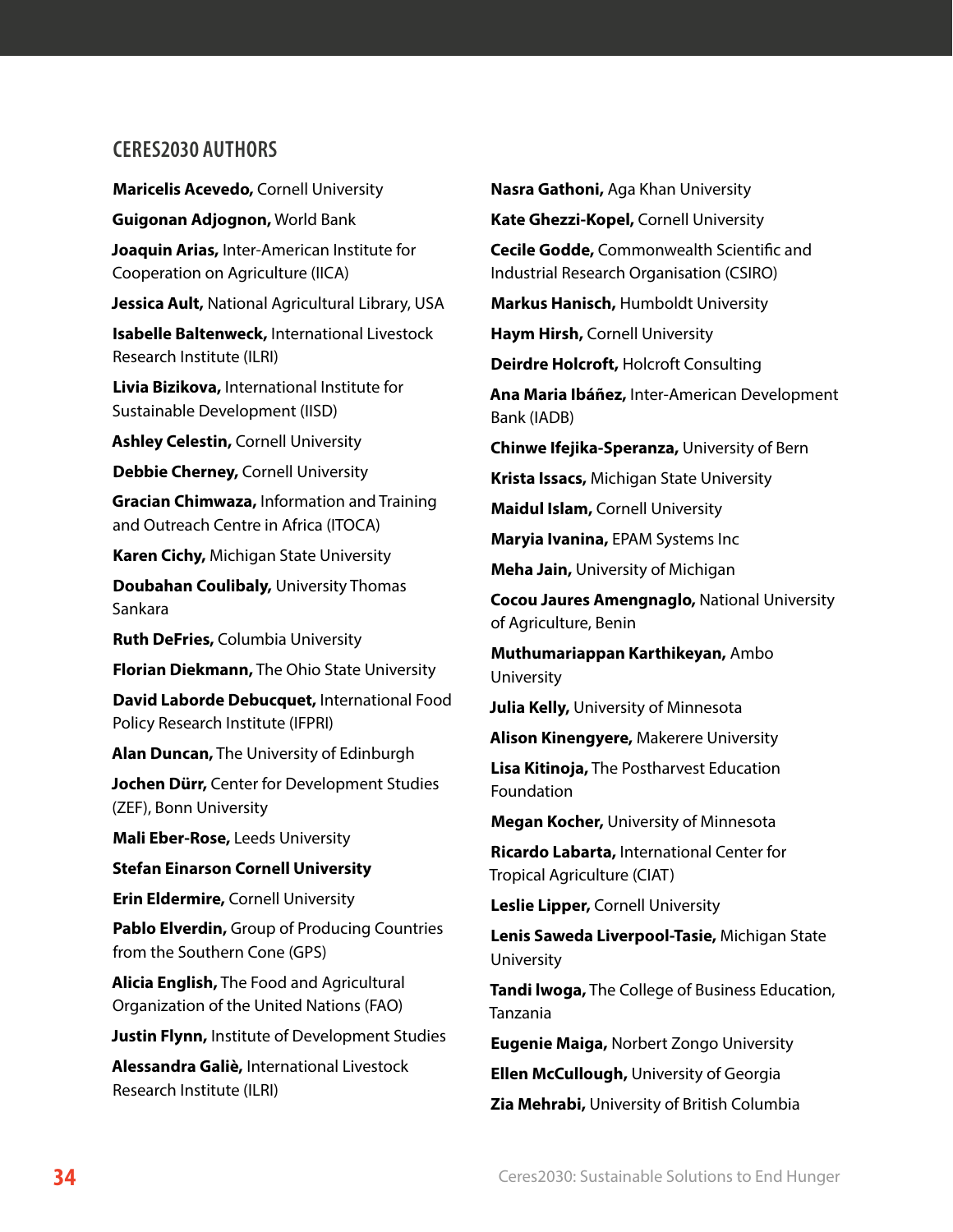## CERES2030 AUTHORS

**Maricelis Acevedo,** Cornell University

**Guigonan Adjognon,** World Bank

**Joaquin Arias,** Inter-American Institute for Cooperation on Agriculture (IICA)

**Jessica Ault,** National Agricultural Library, USA

**Isabelle Baltenweck,** International Livestock Research Institute (ILRI)

**Livia Bizikova,** International Institute for Sustainable Development (IISD)

**Ashley Celestin,** Cornell University

**Debbie Cherney,** Cornell University

**Gracian Chimwaza,** Information and Training and Outreach Centre in Africa (ITOCA)

**Karen Cichy,** Michigan State University

**Doubahan Coulibaly,** University Thomas Sankara

**Ruth DeFries,** Columbia University

**Florian Diekmann,** The Ohio State University

**David Laborde Debucquet,** International Food Policy Research Institute (IFPRI)

**Alan Duncan,** The University of Edinburgh

**Jochen Dürr,** Center for Development Studies (ZEF), Bonn University

**Mali Eber-Rose,** Leeds University

**Stefan Einarson Cornell University**

**Erin Eldermire,** Cornell University

**Pablo Elverdin,** Group of Producing Countries from the Southern Cone (GPS)

**Alicia English,** The Food and Agricultural Organization of the United Nations (FAO)

**Justin Flynn,** Institute of Development Studies

**Alessandra Galiè,** International Livestock Research Institute (ILRI)

**Nasra Gathoni,** Aga Khan University

**Kate Ghezzi-Kopel,** Cornell University

**Cecile Godde,** Commonwealth Scientific and Industrial Research Organisation (CSIRO)

**Markus Hanisch,** Humboldt University

**Haym Hirsh,** Cornell University

**Deirdre Holcroft,** Holcroft Consulting

**Ana Maria Ibáñez,** Inter-American Development Bank (IADB)

**Chinwe Ifejika-Speranza,** University of Bern

**Krista Issacs,** Michigan State University

**Maidul Islam,** Cornell University

**Maryia Ivanina,** EPAM Systems Inc

**Meha Jain,** University of Michigan

**Cocou Jaures Amengnaglo,** National University of Agriculture, Benin

**Muthumariappan Karthikeyan,** Ambo University

**Julia Kelly,** University of Minnesota

**Alison Kinengyere,** Makerere University

**Lisa Kitinoja,** The Postharvest Education Foundation

**Megan Kocher,** University of Minnesota

**Ricardo Labarta,** International Center for Tropical Agriculture (CIAT)

**Leslie Lipper,** Cornell University

**Lenis Saweda Liverpool-Tasie,** Michigan State University

**Tandi Iwoga,** The College of Business Education, Tanzania

**Eugenie Maiga,** Norbert Zongo University

**Ellen McCullough,** University of Georgia

**Zia Mehrabi,** University of British Columbia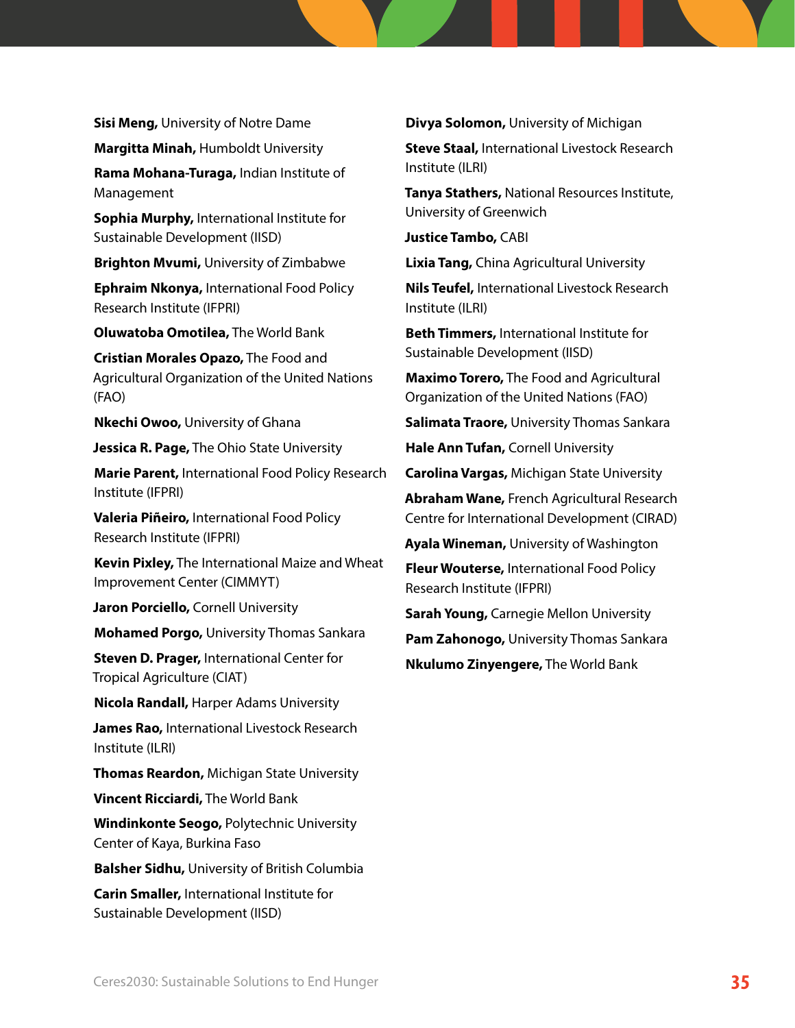**Sisi Meng,** University of Notre Dame

**Margitta Minah,** Humboldt University

**Rama Mohana-Turaga,** Indian Institute of Management

**Sophia Murphy,** International Institute for Sustainable Development (IISD)

**Brighton Mvumi,** University of Zimbabwe

**Ephraim Nkonya,** International Food Policy Research Institute (IFPRI)

**Oluwatoba Omotilea,** The World Bank

**Cristian Morales Opazo,** The Food and Agricultural Organization of the United Nations (FAO)

**Nkechi Owoo,** University of Ghana

**Jessica R. Page,** The Ohio State University

**Marie Parent,** International Food Policy Research Institute (IFPRI)

**Valeria Piñeiro,** International Food Policy Research Institute (IFPRI)

**Kevin Pixley,** The International Maize and Wheat Improvement Center (CIMMYT)

**Jaron Porciello,** Cornell University

**Mohamed Porgo,** University Thomas Sankara

**Steven D. Prager,** International Center for Tropical Agriculture (CIAT)

**Nicola Randall,** Harper Adams University

**James Rao,** International Livestock Research Institute (ILRI)

**Thomas Reardon,** Michigan State University

**Vincent Ricciardi,** The World Bank

**Windinkonte Seogo,** Polytechnic University Center of Kaya, Burkina Faso

**Balsher Sidhu,** University of British Columbia

**Carin Smaller,** International Institute for Sustainable Development (IISD)

**Divya Solomon,** University of Michigan

**Steve Staal,** International Livestock Research Institute (ILRI)

**Tanya Stathers,** National Resources Institute, University of Greenwich

**Justice Tambo,** CABI

**Lixia Tang,** China Agricultural University

**Nils Teufel,** International Livestock Research Institute (ILRI)

**Beth Timmers,** International Institute for Sustainable Development (IISD)

**Maximo Torero,** The Food and Agricultural Organization of the United Nations (FAO)

**Salimata Traore,** University Thomas Sankara

**Hale Ann Tufan,** Cornell University

**Carolina Vargas,** Michigan State University

**Abraham Wane,** French Agricultural Research Centre for International Development (CIRAD)

**Ayala Wineman,** University of Washington

**Fleur Wouterse,** International Food Policy Research Institute (IFPRI)

**Sarah Young,** Carnegie Mellon University

**Pam Zahonogo,** University Thomas Sankara

**Nkulumo Zinyengere,** The World Bank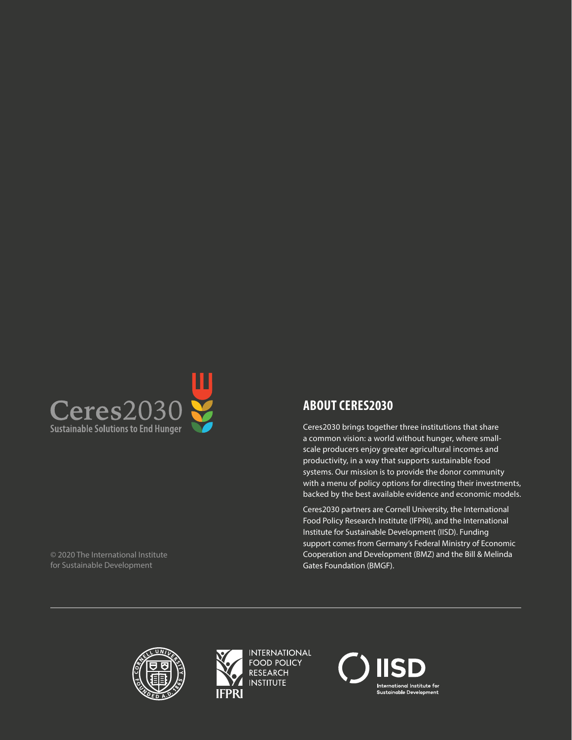Ceres2030
Sustainable Solutions to End Hunger

© 2020 The International Institute for Sustainable Development

## ABOUT CERES2030

Ceres2030 brings together three institutions that share a common vision: a world without hunger, where small-scale producers enjoy greater agricultural incomes and productivity, in a way that supports sustainable food systems. Our mission is to provide the donor community with a menu of policy options for directing their investments, backed by the best available evidence and economic models.

Ceres2030 partners are Cornell University, the International Food Policy Research Institute (IFPRI), and the International Institute for Sustainable Development (IISD). Funding support comes from Germany's Federal Ministry of Economic Cooperation and Development (BMZ) and the Bill & Melinda Gates Foundation (BMGF).

Cornell University Founded A.D. 1865

IFPRI International Food Policy Research Institute

IISD International Institute for Sustainable Development